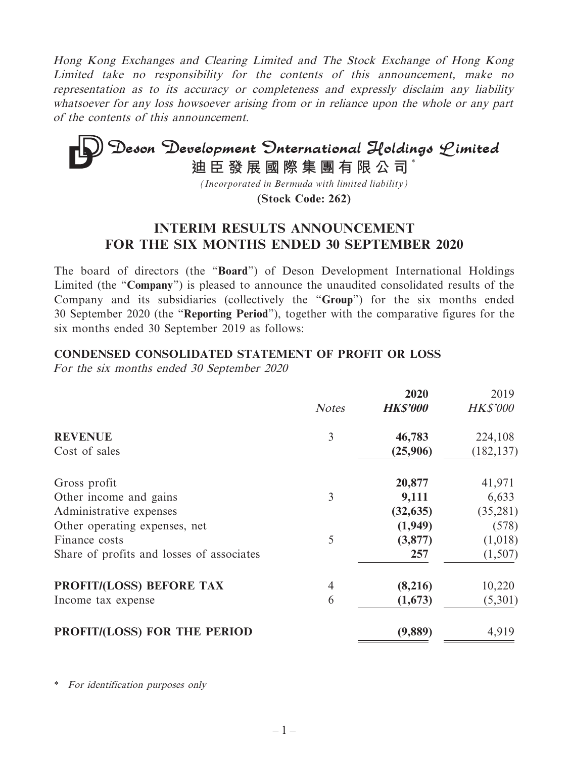*Hong Kong Exchanges and Clearing Limited and The Stock Exchange of Hong Kong Limited take no responsibility for the contents of this announcement, make no representation as to its accuracy or completeness and expressly disclaim any liability whatsoever for any loss howsoever arising from or in reliance upon the whole or any part of the contents of this announcement.*

# Deson Development International Holdings Limited

# 迪臣發展國際集團有限公司*

*(Incorporated in Bermuda with limited liability)*

**(Stock Code: 262)**

## INTERIM RESULTS ANNOUNCEMENT FOR THE SIX MONTHS ENDED 30 SEPTEMBER 2020

The board of directors (the "**Board**") of Deson Development International Holdings Limited (the "**Company**") is pleased to announce the unaudited consolidated results of the Company and its subsidiaries (collectively the "**Group**") for the six months ended 30 September 2020 (the "**Reporting Period**"), together with the comparative figures for the six months ended 30 September 2019 as follows:

### CONDENSED CONSOLIDATED STATEMENT OF PROFIT OR LOSS

*For the six months ended 30 September 2020*

| | *Notes* | **2020** *HK$'000* | 2019 *HK$'000* |
|---|---|---|---|
| **REVENUE** | 3 | **46,783** | 224,108 |
| Cost of sales | | **(25,906)** | (182,137) |
| Gross profit | | **20,877** | 41,971 |
| Other income and gains | 3 | **9,111** | 6,633 |
| Administrative expenses | | **(32,635)** | (35,281) |
| Other operating expenses, net | | **(1,949)** | (578) |
| Finance costs | 5 | **(3,877)** | (1,018) |
| Share of profits and losses of associates | | **257** | (1,507) |
| **PROFIT/(LOSS) BEFORE TAX** | 4 | **(8,216)** | 10,220 |
| Income tax expense | 6 | **(1,673)** | (5,301) |
| **PROFIT/(LOSS) FOR THE PERIOD** | | **(9,889)** | 4,919 |

\* *For identification purposes only*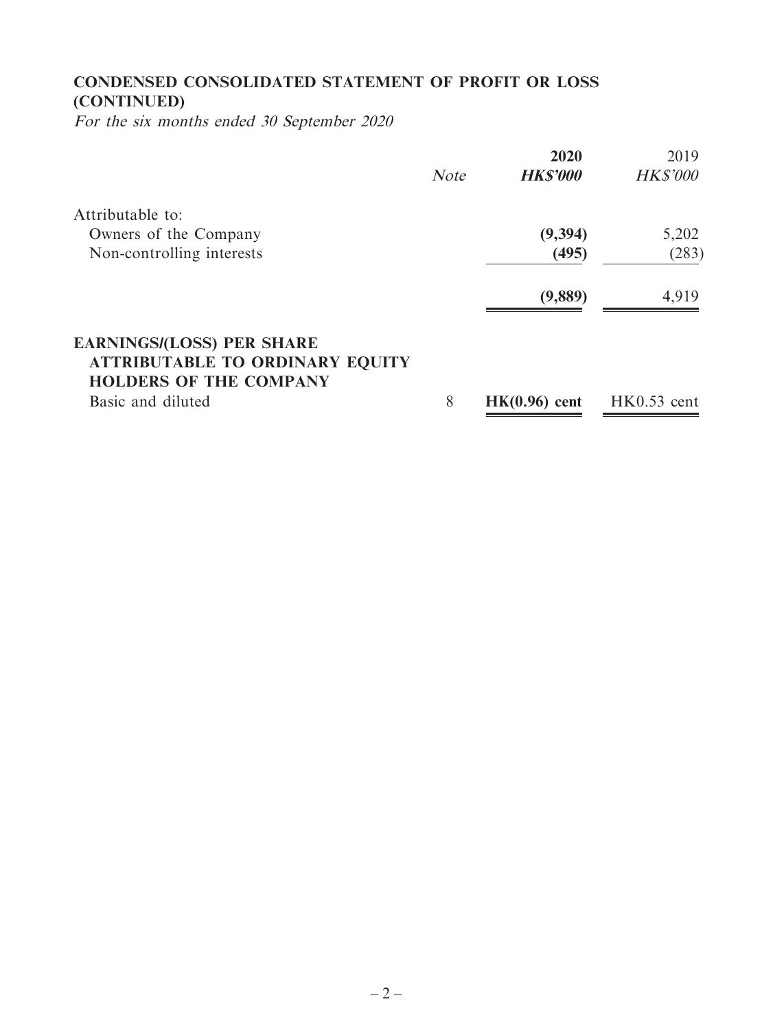## CONDENSED CONSOLIDATED STATEMENT OF PROFIT OR LOSS (CONTINUED)

*For the six months ended 30 September 2020*

| | *Note* | **2020** | 2019 |
|---|---|---|---|
| | | ***HK$'000*** | *HK$'000* |
| Attributable to: | | | |
| Owners of the Company | | **(9,394)** | 5,202 |
| Non-controlling interests | | **(495)** | (283) |
| | | **(9,889)** | 4,919 |
| **EARNINGS/(LOSS) PER SHARE ATTRIBUTABLE TO ORDINARY EQUITY HOLDERS OF THE COMPANY** | | | |
| Basic and diluted | 8 | **HK(0.96) cent** | HK0.53 cent |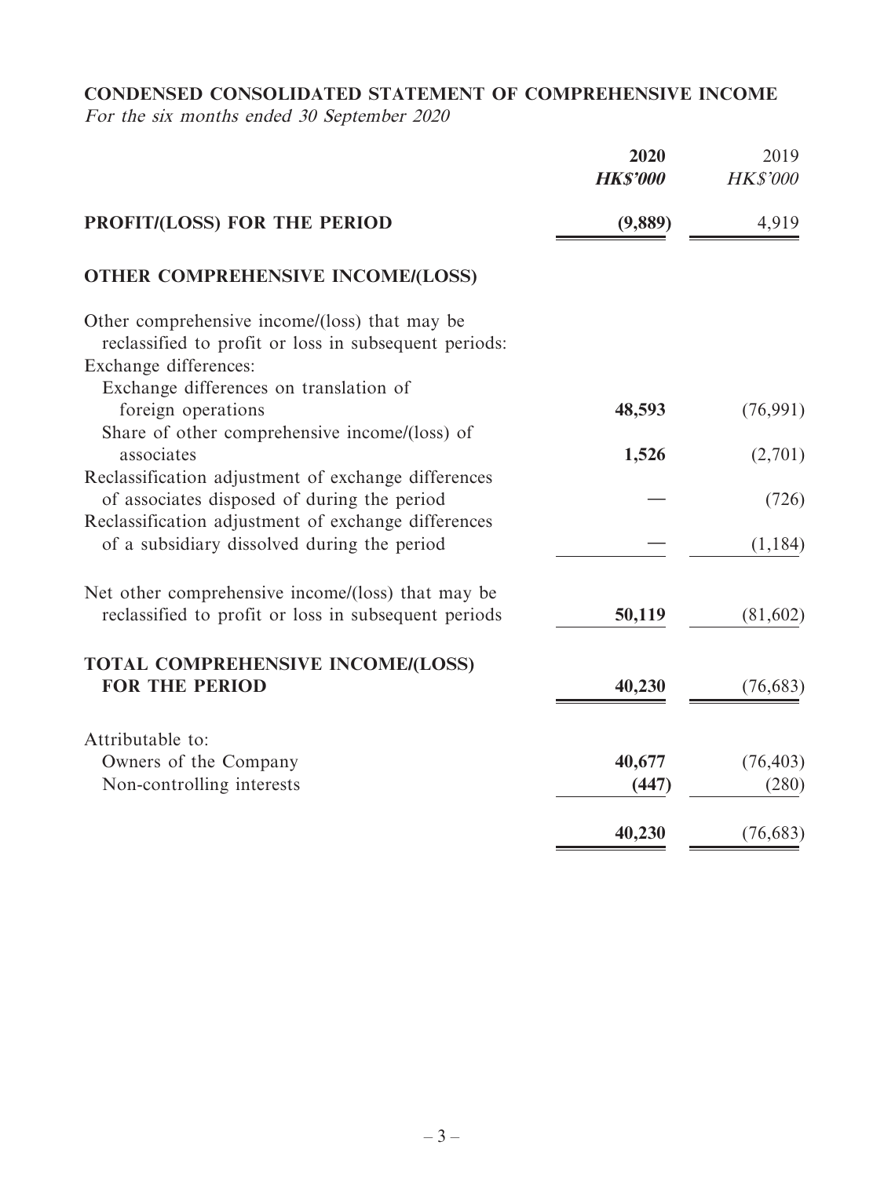# CONDENSED CONSOLIDATED STATEMENT OF COMPREHENSIVE INCOME

*For the six months ended 30 September 2020*

| | **2020** | 2019 |
|---|---|---|
| | ***HK$'000*** | *HK$'000* |
| **PROFIT/(LOSS) FOR THE PERIOD** | **(9,889)** | 4,919 |
| **OTHER COMPREHENSIVE INCOME/(LOSS)** | | |
| Other comprehensive income/(loss) that may be reclassified to profit or loss in subsequent periods: | | |
| Exchange differences: | | |
| Exchange differences on translation of foreign operations | **48,593** | (76,991) |
| Share of other comprehensive income/(loss) of associates | **1,526** | (2,701) |
| Reclassification adjustment of exchange differences of associates disposed of during the period | **—** | (726) |
| Reclassification adjustment of exchange differences of a subsidiary dissolved during the period | **—** | (1,184) |
| Net other comprehensive income/(loss) that may be reclassified to profit or loss in subsequent periods | **50,119** | (81,602) |
| **TOTAL COMPREHENSIVE INCOME/(LOSS) FOR THE PERIOD** | **40,230** | (76,683) |
| Attributable to: | | |
| Owners of the Company | **40,677** | (76,403) |
| Non-controlling interests | **(447)** | (280) |
| | **40,230** | (76,683) |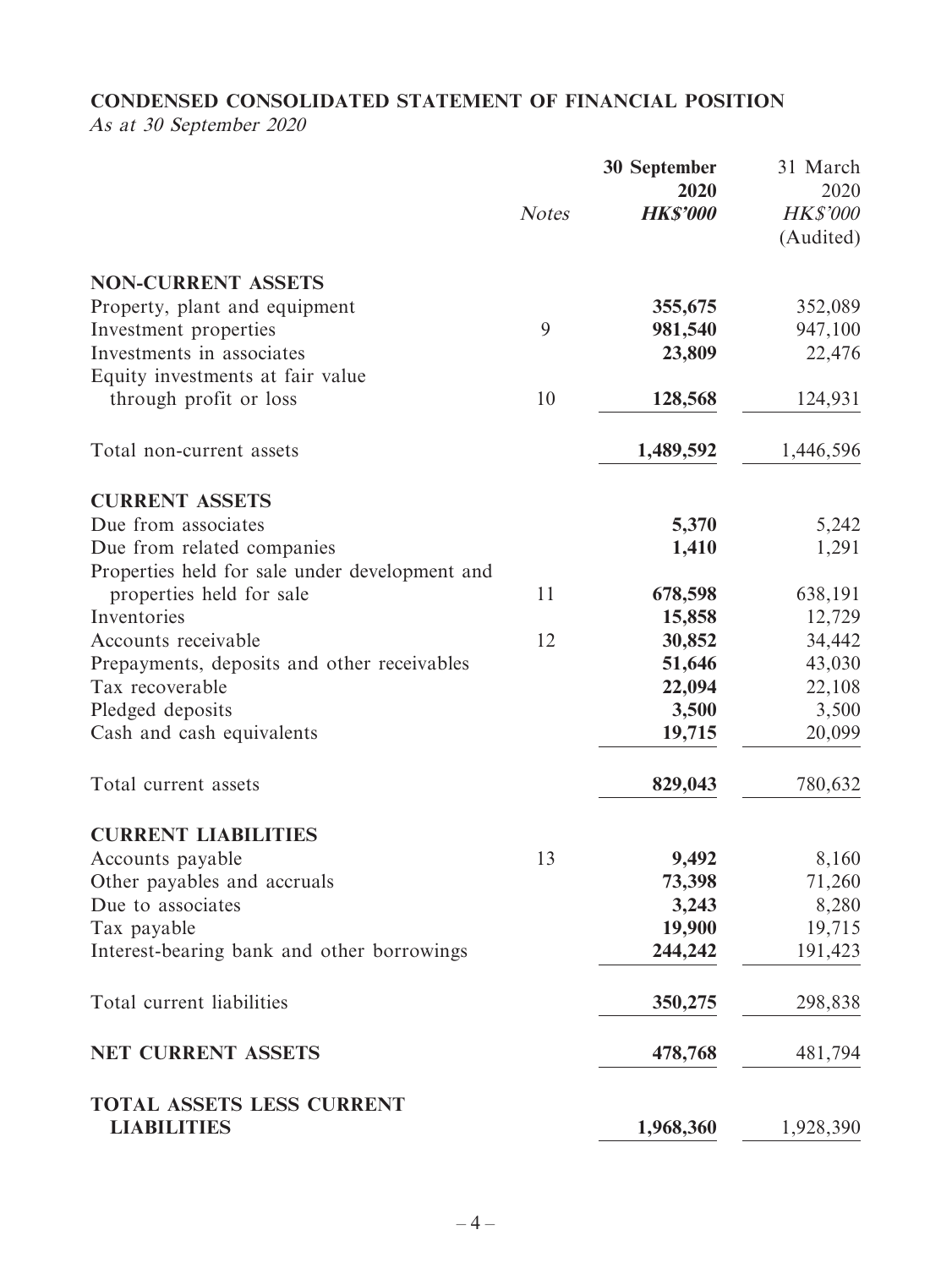## CONDENSED CONSOLIDATED STATEMENT OF FINANCIAL POSITION

*As at 30 September 2020*

| | Notes | 30 September 2020 HK$'000 | 31 March 2020 HK$'000 (Audited) |
|---|---|---|---|
| **NON-CURRENT ASSETS** | | | |
| Property, plant and equipment | | **355,675** | 352,089 |
| Investment properties | 9 | **981,540** | 947,100 |
| Investments in associates | | **23,809** | 22,476 |
| Equity investments at fair value through profit or loss | 10 | **128,568** | 124,931 |
| Total non-current assets | | **1,489,592** | 1,446,596 |
| **CURRENT ASSETS** | | | |
| Due from associates | | **5,370** | 5,242 |
| Due from related companies | | **1,410** | 1,291 |
| Properties held for sale under development and properties held for sale | 11 | **678,598** | 638,191 |
| Inventories | | **15,858** | 12,729 |
| Accounts receivable | 12 | **30,852** | 34,442 |
| Prepayments, deposits and other receivables | | **51,646** | 43,030 |
| Tax recoverable | | **22,094** | 22,108 |
| Pledged deposits | | **3,500** | 3,500 |
| Cash and cash equivalents | | **19,715** | 20,099 |
| Total current assets | | **829,043** | 780,632 |
| **CURRENT LIABILITIES** | | | |
| Accounts payable | 13 | **9,492** | 8,160 |
| Other payables and accruals | | **73,398** | 71,260 |
| Due to associates | | **3,243** | 8,280 |
| Tax payable | | **19,900** | 19,715 |
| Interest-bearing bank and other borrowings | | **244,242** | 191,423 |
| Total current liabilities | | **350,275** | 298,838 |
| **NET CURRENT ASSETS** | | **478,768** | 481,794 |
| **TOTAL ASSETS LESS CURRENT LIABILITIES** | | **1,968,360** | 1,928,390 |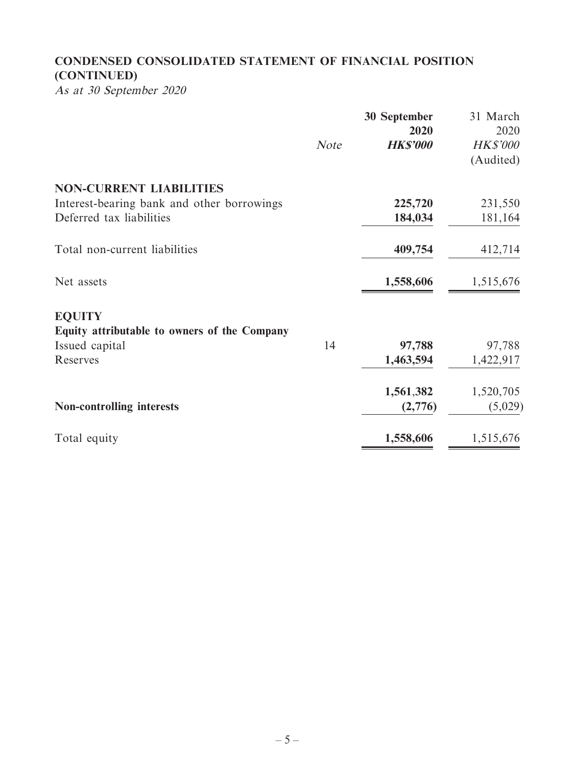# CONDENSED CONSOLIDATED STATEMENT OF FINANCIAL POSITION (CONTINUED)

*As at 30 September 2020*

| | *Note* | **30 September 2020** ***HK$'000*** | 31 March 2020 *HK$'000* (Audited) |
|---|---|---|---|
| **NON-CURRENT LIABILITIES** | | | |
| Interest-bearing bank and other borrowings | | **225,720** | 231,550 |
| Deferred tax liabilities | | **184,034** | 181,164 |
| Total non-current liabilities | | **409,754** | 412,714 |
| Net assets | | **1,558,606** | 1,515,676 |
| **EQUITY** | | | |
| **Equity attributable to owners of the Company** | | | |
| Issued capital | 14 | **97,788** | 97,788 |
| Reserves | | **1,463,594** | 1,422,917 |
| | | **1,561,382** | 1,520,705 |
| **Non-controlling interests** | | **(2,776)** | (5,029) |
| Total equity | | **1,558,606** | 1,515,676 |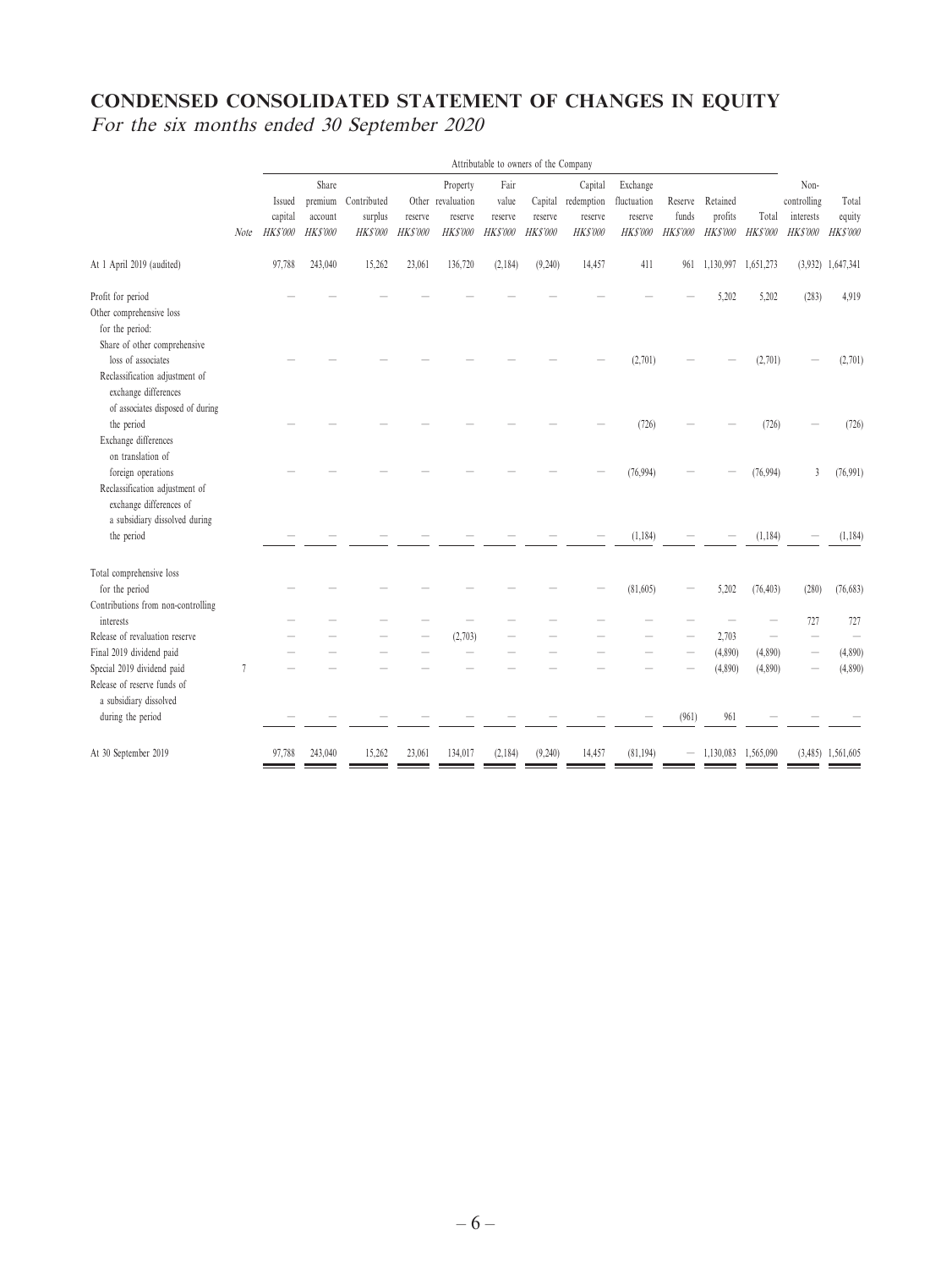# CONDENSED CONSOLIDATED STATEMENT OF CHANGES IN EQUITY

*For the six months ended 30 September 2020*

| | | Attributable to owners of the Company | | | | | | | | | | | | | |
|---|---|---|---|---|---|---|---|---|---|---|---|---|---|---|---|
| | Note | Issued capital HK$'000 | Share premium account HK$'000 | Contributed surplus HK$'000 | Other reserve HK$'000 | Property revaluation reserve HK$'000 | Fair value reserve HK$'000 | Capital reserve HK$'000 | Capital redemption reserve HK$'000 | Exchange fluctuation reserve HK$'000 | Reserve funds HK$'000 | Retained profits HK$'000 | Total HK$'000 | Non-controlling interests HK$'000 | Total equity HK$'000 |
| At 1 April 2019 (audited) | | 97,788 | 243,040 | 15,262 | 23,061 | 136,720 | (2,184) | (9,240) | 14,457 | 411 | 961 | 1,130,997 | 1,651,273 | (3,932) | 1,647,341 |
| Profit for period | | – | – | – | – | – | – | – | – | – | – | 5,202 | 5,202 | (283) | 4,919 |
| Other comprehensive loss for the period: | | | | | | | | | | | | | | | |
| Share of other comprehensive loss of associates | | – | – | – | – | – | – | – | – | (2,701) | – | – | (2,701) | – | (2,701) |
| Reclassification adjustment of exchange differences of associates disposed of during the period | | – | – | – | – | – | – | – | – | (726) | – | – | (726) | – | (726) |
| Exchange differences on translation of foreign operations | | – | – | – | – | – | – | – | – | (76,994) | – | – | (76,994) | 3 | (76,991) |
| Reclassification adjustment of exchange differences of a subsidiary dissolved during the period | | – | – | – | – | – | – | – | – | (1,184) | – | – | (1,184) | – | (1,184) |
| Total comprehensive loss for the period | | – | – | – | – | – | – | – | – | (81,605) | – | 5,202 | (76,403) | (280) | (76,683) |
| Contributions from non-controlling interests | | – | – | – | – | – | – | – | – | – | – | – | – | 727 | 727 |
| Release of revaluation reserve | | – | – | – | – | (2,703) | – | – | – | – | – | 2,703 | – | – | – |
| Final 2019 dividend paid | | – | – | – | – | – | – | – | – | – | – | (4,890) | (4,890) | – | (4,890) |
| Special 2019 dividend paid | 7 | – | – | – | – | – | – | – | – | – | – | (4,890) | (4,890) | – | (4,890) |
| Release of reserve funds of a subsidiary dissolved during the period | | – | – | – | – | – | – | – | – | – | (961) | 961 | – | – | – |
| At 30 September 2019 | | 97,788 | 243,040 | 15,262 | 23,061 | 134,017 | (2,184) | (9,240) | 14,457 | (81,194) | – | 1,130,083 | 1,565,090 | (3,485) | 1,561,605 |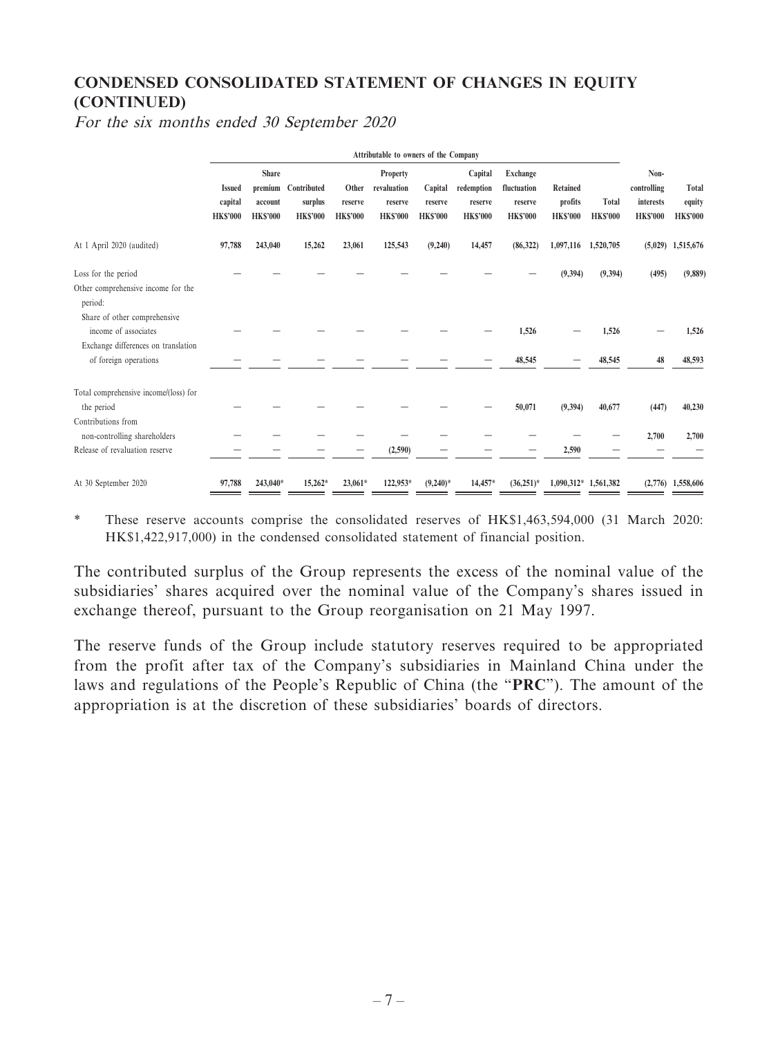## CONDENSED CONSOLIDATED STATEMENT OF CHANGES IN EQUITY (CONTINUED)

*For the six months ended 30 September 2020*

| | Attributable to owners of the Company | | | | | | | | | | | |
|---|---|---|---|---|---|---|---|---|---|---|---|---|
| | Issued capital HK$'000 | Share premium account HK$'000 | Contributed surplus HK$'000 | Other reserve HK$'000 | Property revaluation reserve HK$'000 | Capital reserve HK$'000 | Capital redemption reserve HK$'000 | Exchange fluctuation reserve HK$'000 | Retained profits HK$'000 | Total HK$'000 | Non-controlling interests HK$'000 | Total equity HK$'000 |
| At 1 April 2020 (audited) | 97,788 | 243,040 | 15,262 | 23,061 | 125,543 | (9,240) | 14,457 | (86,322) | 1,097,116 | 1,520,705 | (5,029) | 1,515,676 |
| Loss for the period | — | — | — | — | — | — | — | — | (9,394) | (9,394) | (495) | (9,889) |
| Other comprehensive income for the period: | | | | | | | | | | | | |
| Share of other comprehensive income of associates | — | — | — | — | — | — | — | 1,526 | — | 1,526 | — | 1,526 |
| Exchange differences on translation of foreign operations | — | — | — | — | — | — | — | 48,545 | — | 48,545 | 48 | 48,593 |
| Total comprehensive income/(loss) for the period | — | — | — | — | — | — | — | 50,071 | (9,394) | 40,677 | (447) | 40,230 |
| Contributions from non-controlling shareholders | — | — | — | — | — | — | — | — | — | — | 2,700 | 2,700 |
| Release of revaluation reserve | — | — | — | — | (2,590) | — | — | — | 2,590 | — | — | — |
| At 30 September 2020 | 97,788 | 243,040* | 15,262* | 23,061* | 122,953* | (9,240)* | 14,457* | (36,251)* | 1,090,312* | 1,561,382 | (2,776) | 1,558,606 |

\* These reserve accounts comprise the consolidated reserves of HK$1,463,594,000 (31 March 2020: HK$1,422,917,000) in the condensed consolidated statement of financial position.

The contributed surplus of the Group represents the excess of the nominal value of the subsidiaries' shares acquired over the nominal value of the Company's shares issued in exchange thereof, pursuant to the Group reorganisation on 21 May 1997.

The reserve funds of the Group include statutory reserves required to be appropriated from the profit after tax of the Company's subsidiaries in Mainland China under the laws and regulations of the People's Republic of China (the "**PRC**"). The amount of the appropriation is at the discretion of these subsidiaries' boards of directors.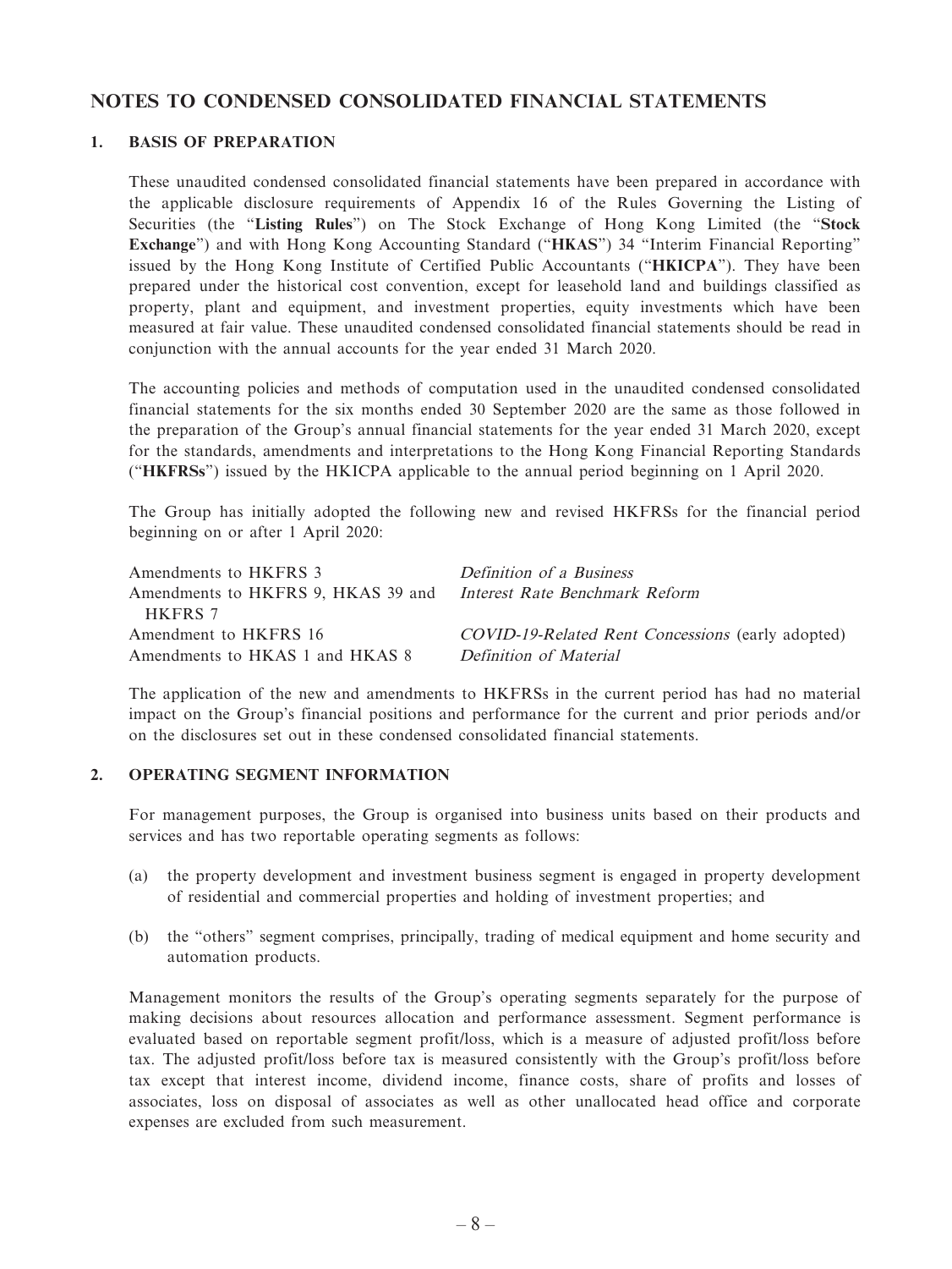## NOTES TO CONDENSED CONSOLIDATED FINANCIAL STATEMENTS

### 1. BASIS OF PREPARATION

These unaudited condensed consolidated financial statements have been prepared in accordance with the applicable disclosure requirements of Appendix 16 of the Rules Governing the Listing of Securities (the "**Listing Rules**") on The Stock Exchange of Hong Kong Limited (the "**Stock Exchange**") and with Hong Kong Accounting Standard ("**HKAS**") 34 "Interim Financial Reporting" issued by the Hong Kong Institute of Certified Public Accountants ("**HKICPA**"). They have been prepared under the historical cost convention, except for leasehold land and buildings classified as property, plant and equipment, and investment properties, equity investments which have been measured at fair value. These unaudited condensed consolidated financial statements should be read in conjunction with the annual accounts for the year ended 31 March 2020.

The accounting policies and methods of computation used in the unaudited condensed consolidated financial statements for the six months ended 30 September 2020 are the same as those followed in the preparation of the Group's annual financial statements for the year ended 31 March 2020, except for the standards, amendments and interpretations to the Hong Kong Financial Reporting Standards ("**HKFRSs**") issued by the HKICPA applicable to the annual period beginning on 1 April 2020.

The Group has initially adopted the following new and revised HKFRSs for the financial period beginning on or after 1 April 2020:

| | |
|---|---|
| Amendments to HKFRS 3 | *Definition of a Business* |
| Amendments to HKFRS 9, HKAS 39 and HKFRS 7 | *Interest Rate Benchmark Reform* |
| Amendment to HKFRS 16 | *COVID-19-Related Rent Concessions* (early adopted) |
| Amendments to HKAS 1 and HKAS 8 | *Definition of Material* |

The application of the new and amendments to HKFRSs in the current period has had no material impact on the Group's financial positions and performance for the current and prior periods and/or on the disclosures set out in these condensed consolidated financial statements.

### 2. OPERATING SEGMENT INFORMATION

For management purposes, the Group is organised into business units based on their products and services and has two reportable operating segments as follows:

(a) the property development and investment business segment is engaged in property development of residential and commercial properties and holding of investment properties; and

(b) the "others" segment comprises, principally, trading of medical equipment and home security and automation products.

Management monitors the results of the Group's operating segments separately for the purpose of making decisions about resources allocation and performance assessment. Segment performance is evaluated based on reportable segment profit/loss, which is a measure of adjusted profit/loss before tax. The adjusted profit/loss before tax is measured consistently with the Group's profit/loss before tax except that interest income, dividend income, finance costs, share of profits and losses of associates, loss on disposal of associates as well as other unallocated head office and corporate expenses are excluded from such measurement.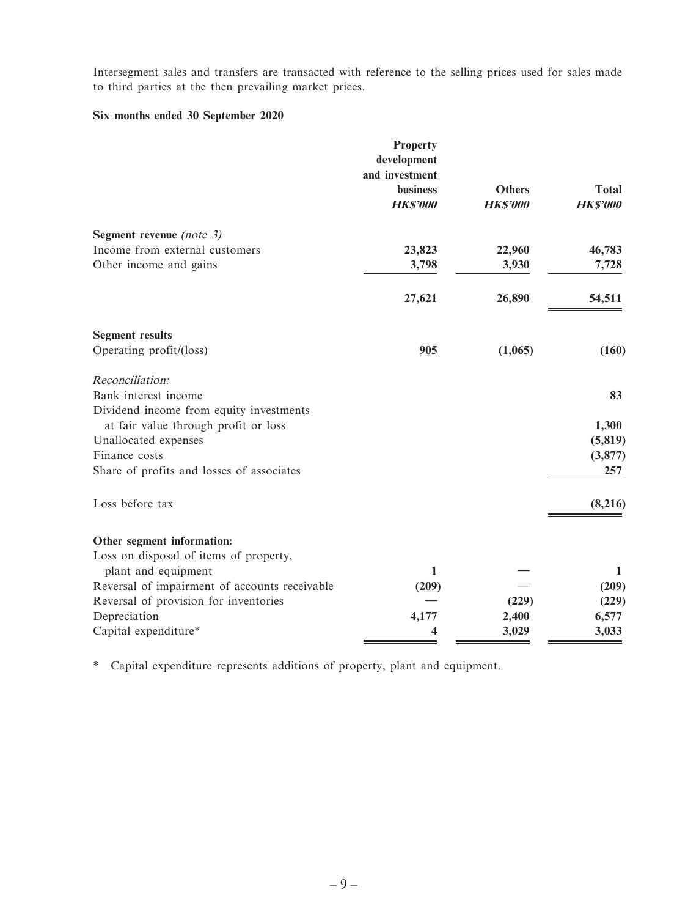Intersegment sales and transfers are transacted with reference to the selling prices used for sales made to third parties at the then prevailing market prices.

**Six months ended 30 September 2020**

| | Property development and investment business *HK$'000* | Others *HK$'000* | Total *HK$'000* |
|---|---|---|---|
| **Segment revenue** *(note 3)* | | | |
| Income from external customers | 23,823 | 22,960 | 46,783 |
| Other income and gains | 3,798 | 3,930 | 7,728 |
| | 27,621 | 26,890 | 54,511 |
| **Segment results** | | | |
| Operating profit/(loss) | 905 | (1,065) | (160) |
| *Reconciliation:* | | | |
| Bank interest income | | | 83 |
| Dividend income from equity investments at fair value through profit or loss | | | 1,300 |
| Unallocated expenses | | | (5,819) |
| Finance costs | | | (3,877) |
| Share of profits and losses of associates | | | 257 |
| Loss before tax | | | (8,216) |
| **Other segment information:** | | | |
| Loss on disposal of items of property, plant and equipment | 1 | — | 1 |
| Reversal of impairment of accounts receivable | (209) | — | (209) |
| Reversal of provision for inventories | — | (229) | (229) |
| Depreciation | 4,177 | 2,400 | 6,577 |
| Capital expenditure* | 4 | 3,029 | 3,033 |

\* Capital expenditure represents additions of property, plant and equipment.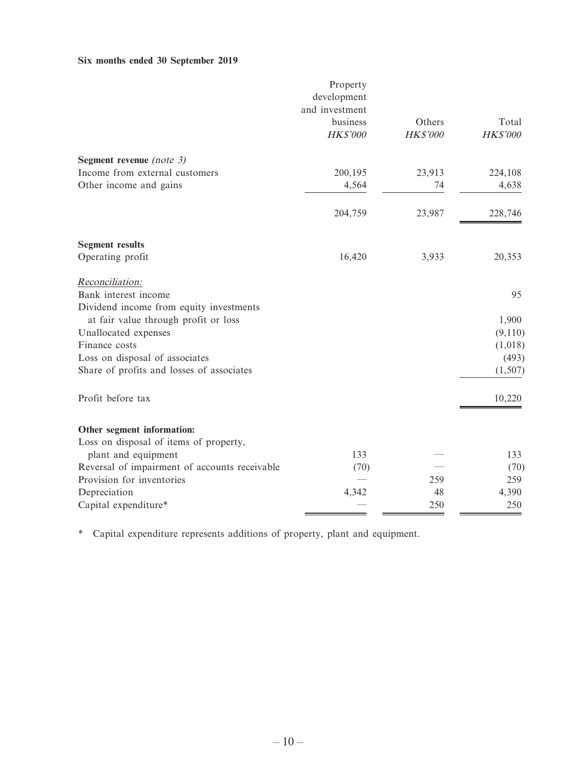**Six months ended 30 September 2019**

| | Property development and investment business *HK$'000* | Others *HK$'000* | Total *HK$'000* |
|---|---|---|---|
| **Segment revenue** *(note 3)* | | | |
| Income from external customers | 200,195 | 23,913 | 224,108 |
| Other income and gains | 4,564 | 74 | 4,638 |
| | 204,759 | 23,987 | 228,746 |
| **Segment results** | | | |
| Operating profit | 16,420 | 3,933 | 20,353 |
| *Reconciliation:* | | | |
| Bank interest income | | | 95 |
| Dividend income from equity investments at fair value through profit or loss | | | 1,900 |
| Unallocated expenses | | | (9,110) |
| Finance costs | | | (1,018) |
| Loss on disposal of associates | | | (493) |
| Share of profits and losses of associates | | | (1,507) |
| Profit before tax | | | 10,220 |
| **Other segment information:** | | | |
| Loss on disposal of items of property, plant and equipment | 133 | — | 133 |
| Reversal of impairment of accounts receivable | (70) | — | (70) |
| Provision for inventories | — | 259 | 259 |
| Depreciation | 4,342 | 48 | 4,390 |
| Capital expenditure* | — | 250 | 250 |

* Capital expenditure represents additions of property, plant and equipment.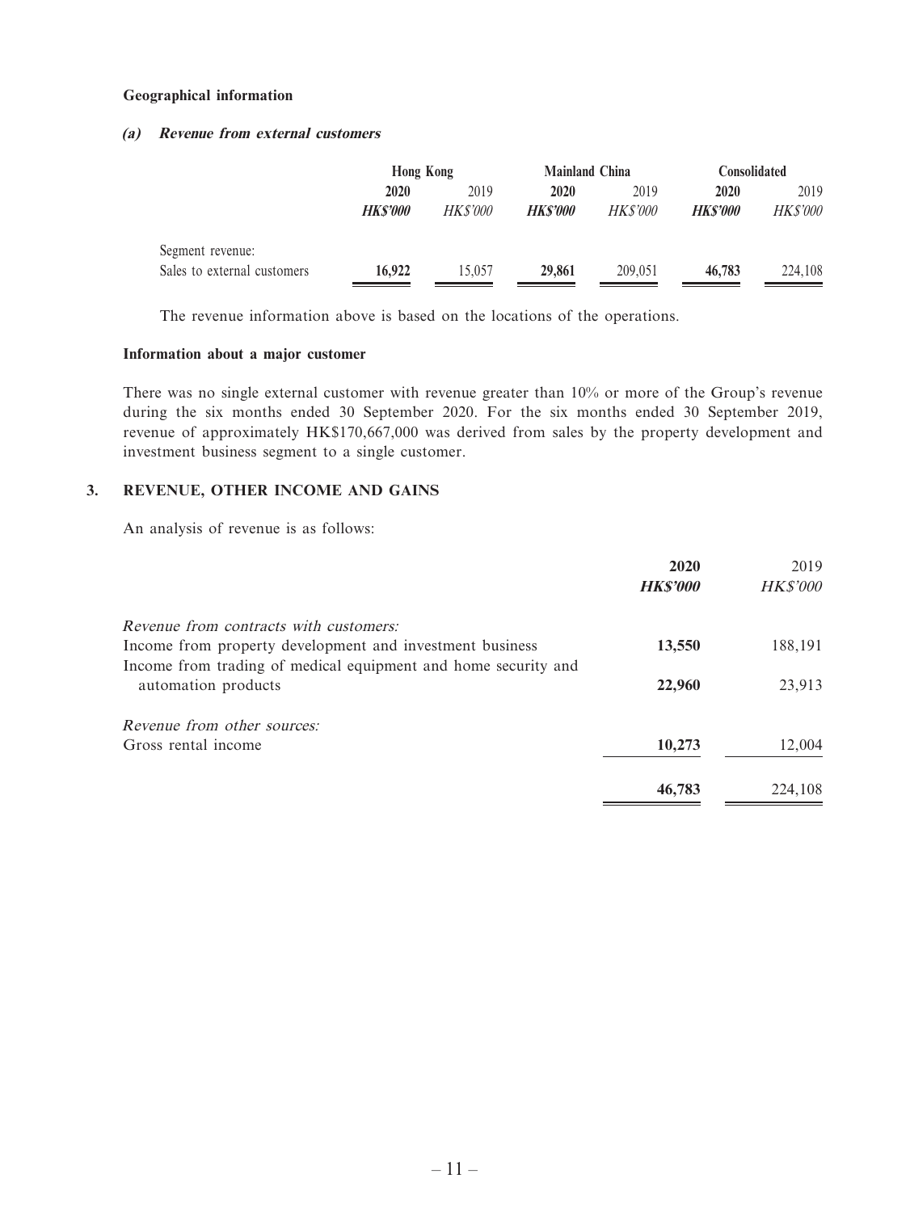**Geographical information**

***(a) Revenue from external customers***

| | Hong Kong | | Mainland China | | Consolidated | |
|---|---|---|---|---|---|---|
| | **2020** | 2019 | **2020** | 2019 | **2020** | 2019 |
| | ***HK$'000*** | *HK$'000* | ***HK$'000*** | *HK$'000* | ***HK$'000*** | *HK$'000* |
| Segment revenue: | | | | | | |
| Sales to external customers | **16,922** | 15,057 | **29,861** | 209,051 | **46,783** | 224,108 |

The revenue information above is based on the locations of the operations.

**Information about a major customer**

There was no single external customer with revenue greater than 10% or more of the Group's revenue during the six months ended 30 September 2020. For the six months ended 30 September 2019, revenue of approximately HK$170,667,000 was derived from sales by the property development and investment business segment to a single customer.

## 3. REVENUE, OTHER INCOME AND GAINS

An analysis of revenue is as follows:

| | **2020** | 2019 |
|---|---|---|
| | ***HK$'000*** | *HK$'000* |
| *Revenue from contracts with customers:* | | |
| Income from property development and investment business | **13,550** | 188,191 |
| Income from trading of medical equipment and home security and automation products | **22,960** | 23,913 |
| *Revenue from other sources:* | | |
| Gross rental income | **10,273** | 12,004 |
| | **46,783** | 224,108 |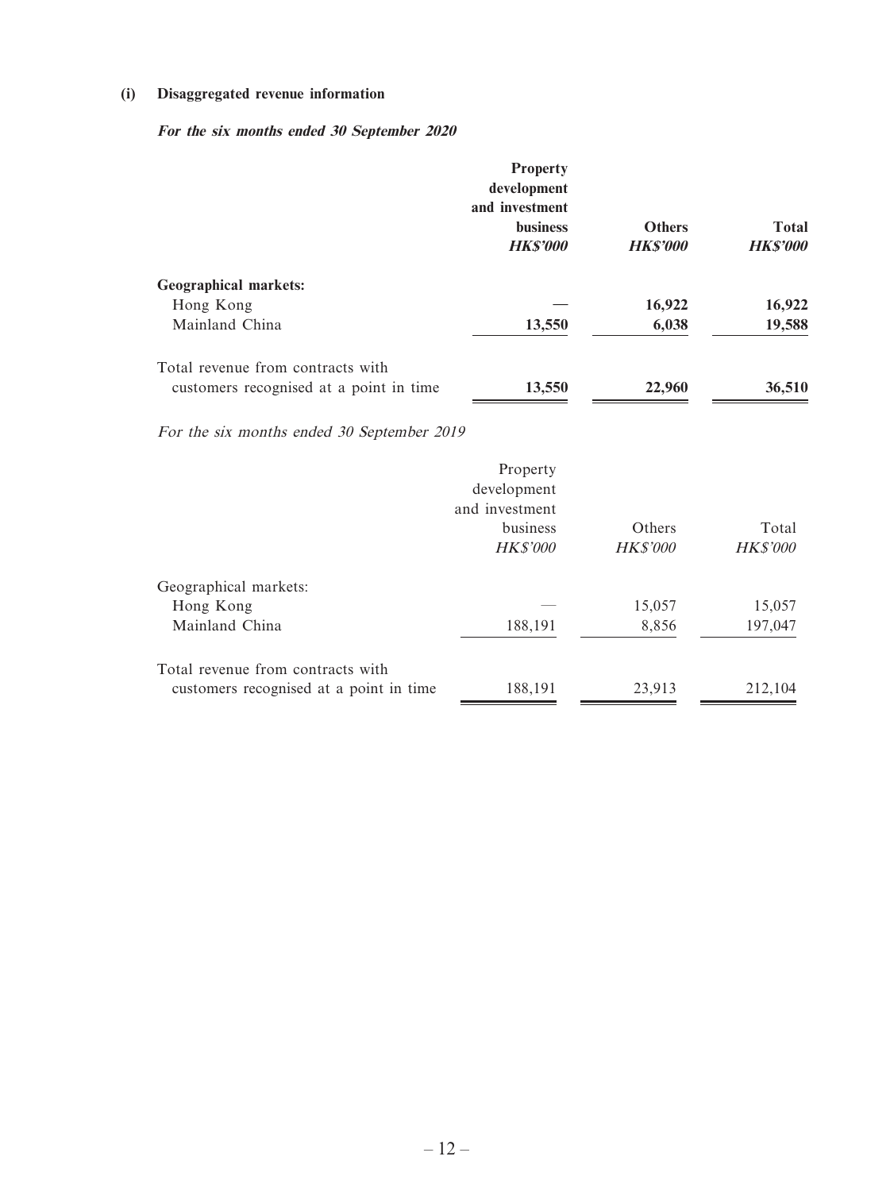**(i) Disaggregated revenue information**

***For the six months ended 30 September 2020***

| | **Property development and investment business** | **Others** | **Total** |
|---|---|---|---|
| | ***HK$'000*** | ***HK$'000*** | ***HK$'000*** |
| **Geographical markets:** | | | |
| Hong Kong | — | **16,922** | **16,922** |
| Mainland China | **13,550** | **6,038** | **19,588** |
| Total revenue from contracts with customers recognised at a point in time | **13,550** | **22,960** | **36,510** |

*For the six months ended 30 September 2019*

| | Property development and investment business | Others | Total |
|---|---|---|---|
| | *HK$'000* | *HK$'000* | *HK$'000* |
| Geographical markets: | | | |
| Hong Kong | — | 15,057 | 15,057 |
| Mainland China | 188,191 | 8,856 | 197,047 |
| Total revenue from contracts with customers recognised at a point in time | 188,191 | 23,913 | 212,104 |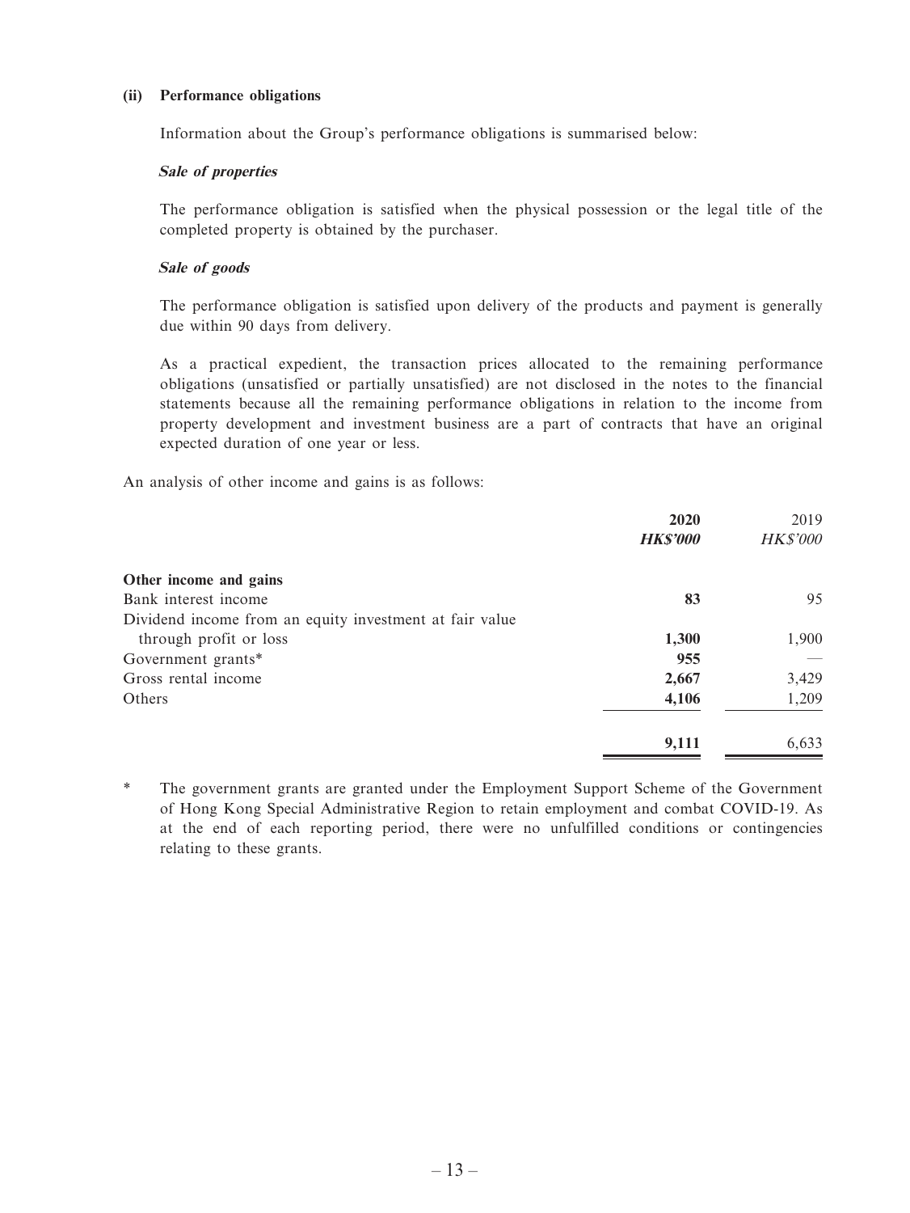**(ii) Performance obligations**

Information about the Group's performance obligations is summarised below:

***Sale of properties***

The performance obligation is satisfied when the physical possession or the legal title of the completed property is obtained by the purchaser.

***Sale of goods***

The performance obligation is satisfied upon delivery of the products and payment is generally due within 90 days from delivery.

As a practical expedient, the transaction prices allocated to the remaining performance obligations (unsatisfied or partially unsatisfied) are not disclosed in the notes to the financial statements because all the remaining performance obligations in relation to the income from property development and investment business are a part of contracts that have an original expected duration of one year or less.

An analysis of other income and gains is as follows:

| | **2020** | 2019 |
|---|---|---|
| | ***HK$'000*** | *HK$'000* |
| **Other income and gains** | | |
| Bank interest income | **83** | 95 |
| Dividend income from an equity investment at fair value through profit or loss | **1,300** | 1,900 |
| Government grants* | **955** | — |
| Gross rental income | **2,667** | 3,429 |
| Others | **4,106** | 1,209 |
| | **9,111** | 6,633 |

\* The government grants are granted under the Employment Support Scheme of the Government of Hong Kong Special Administrative Region to retain employment and combat COVID-19. As at the end of each reporting period, there were no unfulfilled conditions or contingencies relating to these grants.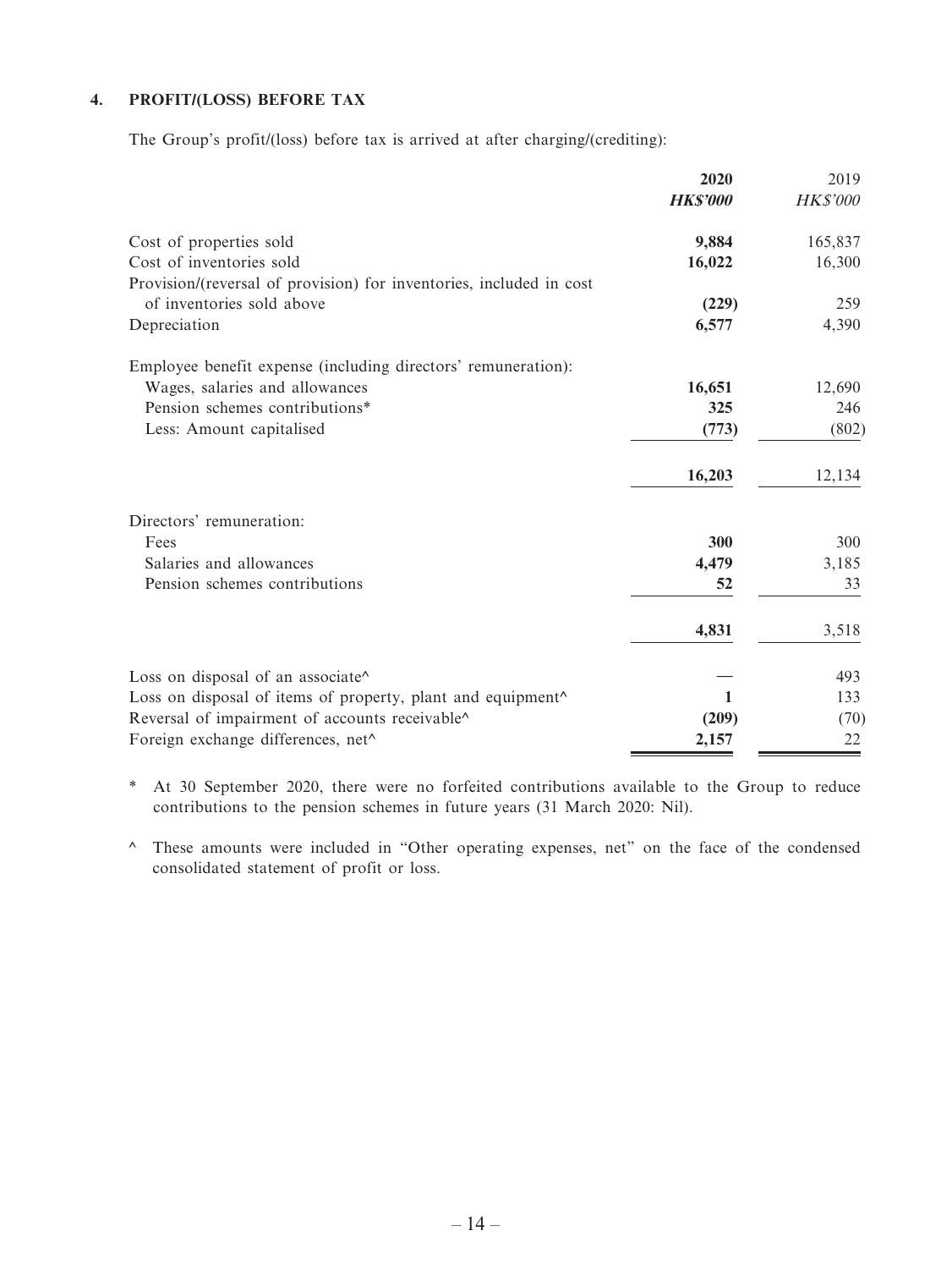#### 4. PROFIT/(LOSS) BEFORE TAX

The Group's profit/(loss) before tax is arrived at after charging/(crediting):

| | 2020 | 2019 |
|---|---|---|
| | ***HK$'000*** | *HK$'000* |
| Cost of properties sold | **9,884** | 165,837 |
| Cost of inventories sold | **16,022** | 16,300 |
| Provision/(reversal of provision) for inventories, included in cost of inventories sold above | **(229)** | 259 |
| Depreciation | **6,577** | 4,390 |
| Employee benefit expense (including directors' remuneration): | | |
| Wages, salaries and allowances | **16,651** | 12,690 |
| Pension schemes contributions* | **325** | 246 |
| Less: Amount capitalised | **(773)** | (802) |
| | **16,203** | 12,134 |
| Directors' remuneration: | | |
| Fees | **300** | 300 |
| Salaries and allowances | **4,479** | 3,185 |
| Pension schemes contributions | **52** | 33 |
| | **4,831** | 3,518 |
| Loss on disposal of an associate^ | — | 493 |
| Loss on disposal of items of property, plant and equipment^ | **1** | 133 |
| Reversal of impairment of accounts receivable^ | **(209)** | (70) |
| Foreign exchange differences, net^ | **2,157** | 22 |

\* At 30 September 2020, there were no forfeited contributions available to the Group to reduce contributions to the pension schemes in future years (31 March 2020: Nil).

^ These amounts were included in "Other operating expenses, net" on the face of the condensed consolidated statement of profit or loss.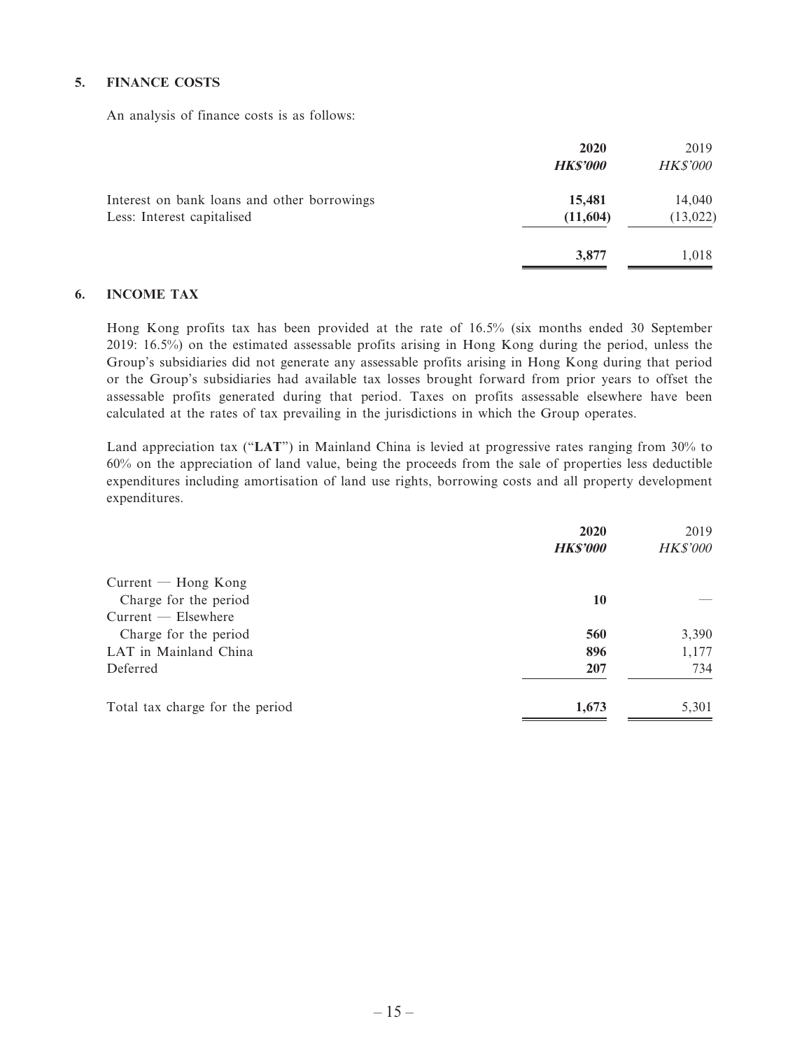## 5. FINANCE COSTS

An analysis of finance costs is as follows:

| | **2020** | 2019 |
|---|---|---|
| | ***HK$'000*** | *HK$'000* |
| Interest on bank loans and other borrowings | **15,481** | 14,040 |
| Less: Interest capitalised | **(11,604)** | (13,022) |
| | **3,877** | 1,018 |

## 6. INCOME TAX

Hong Kong profits tax has been provided at the rate of 16.5% (six months ended 30 September 2019: 16.5%) on the estimated assessable profits arising in Hong Kong during the period, unless the Group's subsidiaries did not generate any assessable profits arising in Hong Kong during that period or the Group's subsidiaries had available tax losses brought forward from prior years to offset the assessable profits generated during that period. Taxes on profits assessable elsewhere have been calculated at the rates of tax prevailing in the jurisdictions in which the Group operates.

Land appreciation tax ("**LAT**") in Mainland China is levied at progressive rates ranging from 30% to 60% on the appreciation of land value, being the proceeds from the sale of properties less deductible expenditures including amortisation of land use rights, borrowing costs and all property development expenditures.

| | **2020** | 2019 |
|---|---|---|
| | ***HK$'000*** | *HK$'000* |
| Current — Hong Kong | | |
| Charge for the period | **10** | — |
| Current — Elsewhere | | |
| Charge for the period | **560** | 3,390 |
| LAT in Mainland China | **896** | 1,177 |
| Deferred | **207** | 734 |
| Total tax charge for the period | **1,673** | 5,301 |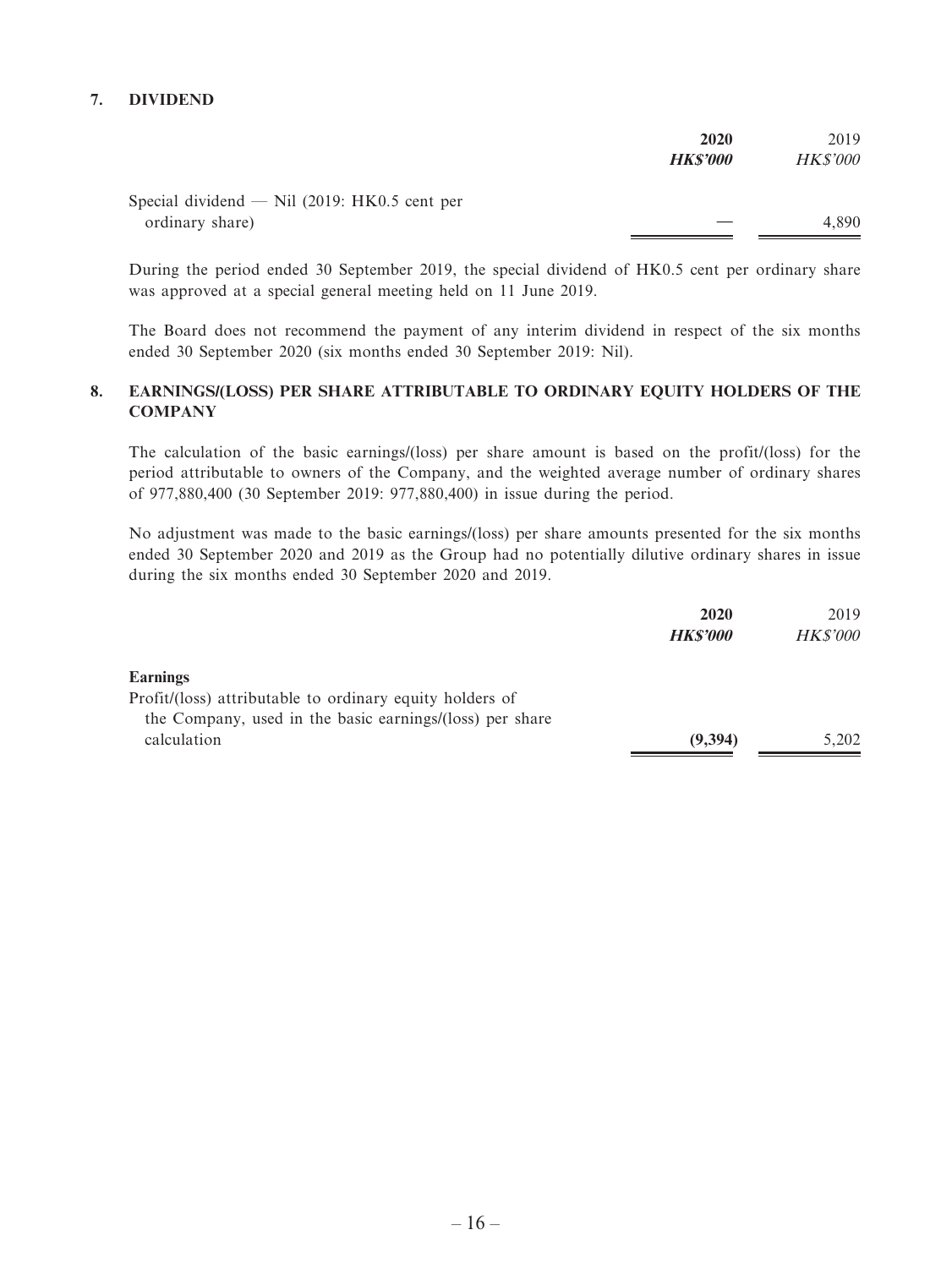## 7. DIVIDEND

| | **2020** | 2019 |
|---|---|---|
| | ***HK$'000*** | *HK$'000* |
| Special dividend — Nil (2019: HK0.5 cent per ordinary share) | — | 4,890 |

During the period ended 30 September 2019, the special dividend of HK0.5 cent per ordinary share was approved at a special general meeting held on 11 June 2019.

The Board does not recommend the payment of any interim dividend in respect of the six months ended 30 September 2020 (six months ended 30 September 2019: Nil).

## 8. EARNINGS/(LOSS) PER SHARE ATTRIBUTABLE TO ORDINARY EQUITY HOLDERS OF THE COMPANY

The calculation of the basic earnings/(loss) per share amount is based on the profit/(loss) for the period attributable to owners of the Company, and the weighted average number of ordinary shares of 977,880,400 (30 September 2019: 977,880,400) in issue during the period.

No adjustment was made to the basic earnings/(loss) per share amounts presented for the six months ended 30 September 2020 and 2019 as the Group had no potentially dilutive ordinary shares in issue during the six months ended 30 September 2020 and 2019.

| | **2020** | 2019 |
|---|---|---|
| | ***HK$'000*** | *HK$'000* |
| **Earnings** | | |
| Profit/(loss) attributable to ordinary equity holders of the Company, used in the basic earnings/(loss) per share calculation | **(9,394)** | 5,202 |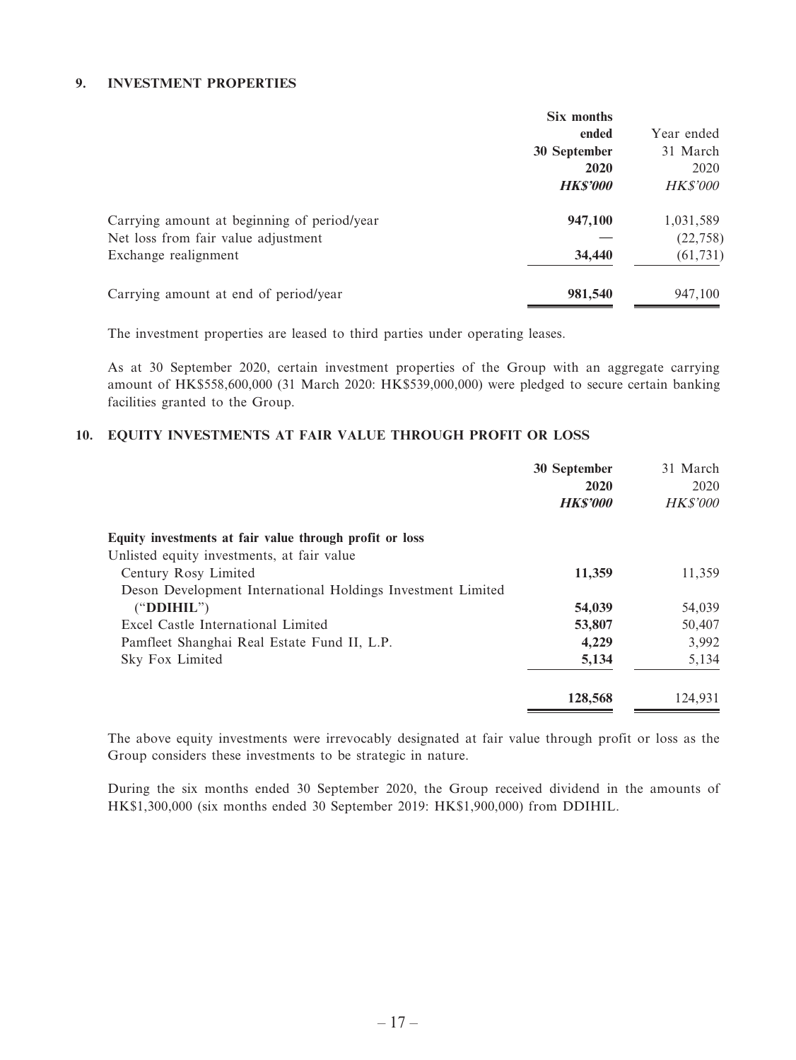## 9. INVESTMENT PROPERTIES

| | Six months ended 30 September 2020 HK$'000 | Year ended 31 March 2020 HK$'000 |
|---|---|---|
| Carrying amount at beginning of period/year | **947,100** | 1,031,589 |
| Net loss from fair value adjustment | — | (22,758) |
| Exchange realignment | **34,440** | (61,731) |
| Carrying amount at end of period/year | **981,540** | 947,100 |

The investment properties are leased to third parties under operating leases.

As at 30 September 2020, certain investment properties of the Group with an aggregate carrying amount of HK$558,600,000 (31 March 2020: HK$539,000,000) were pledged to secure certain banking facilities granted to the Group.

## 10. EQUITY INVESTMENTS AT FAIR VALUE THROUGH PROFIT OR LOSS

| | 30 September 2020 HK$'000 | 31 March 2020 HK$'000 |
|---|---|---|
| **Equity investments at fair value through profit or loss** | | |
| Unlisted equity investments, at fair value | | |
| Century Rosy Limited | **11,359** | 11,359 |
| Deson Development International Holdings Investment Limited ("**DDIHIL**") | **54,039** | 54,039 |
| Excel Castle International Limited | **53,807** | 50,407 |
| Pamfleet Shanghai Real Estate Fund II, L.P. | **4,229** | 3,992 |
| Sky Fox Limited | **5,134** | 5,134 |
| | **128,568** | 124,931 |

The above equity investments were irrevocably designated at fair value through profit or loss as the Group considers these investments to be strategic in nature.

During the six months ended 30 September 2020, the Group received dividend in the amounts of HK$1,300,000 (six months ended 30 September 2019: HK$1,900,000) from DDIHIL.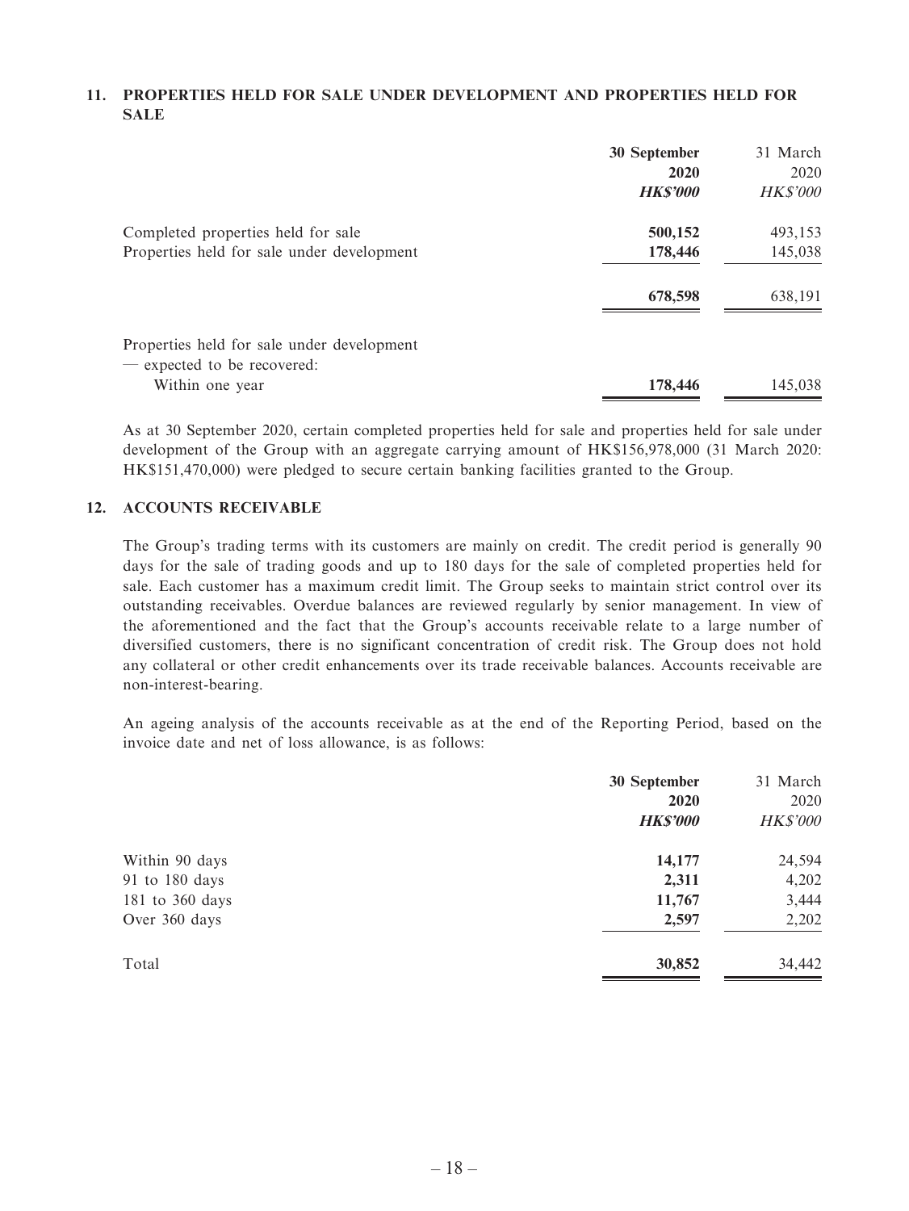## 11. PROPERTIES HELD FOR SALE UNDER DEVELOPMENT AND PROPERTIES HELD FOR SALE

| | 30 September 2020 *HK$'000* | 31 March 2020 *HK$'000* |
|---|---|---|
| Completed properties held for sale | **500,152** | 493,153 |
| Properties held for sale under development | **178,446** | 145,038 |
| | **678,598** | 638,191 |
| Properties held for sale under development — expected to be recovered: | | |
| Within one year | **178,446** | 145,038 |

As at 30 September 2020, certain completed properties held for sale and properties held for sale under development of the Group with an aggregate carrying amount of HK$156,978,000 (31 March 2020: HK$151,470,000) were pledged to secure certain banking facilities granted to the Group.

## 12. ACCOUNTS RECEIVABLE

The Group's trading terms with its customers are mainly on credit. The credit period is generally 90 days for the sale of trading goods and up to 180 days for the sale of completed properties held for sale. Each customer has a maximum credit limit. The Group seeks to maintain strict control over its outstanding receivables. Overdue balances are reviewed regularly by senior management. In view of the aforementioned and the fact that the Group's accounts receivable relate to a large number of diversified customers, there is no significant concentration of credit risk. The Group does not hold any collateral or other credit enhancements over its trade receivable balances. Accounts receivable are non-interest-bearing.

An ageing analysis of the accounts receivable as at the end of the Reporting Period, based on the invoice date and net of loss allowance, is as follows:

| | 30 September 2020 *HK$'000* | 31 March 2020 *HK$'000* |
|---|---|---|
| Within 90 days | **14,177** | 24,594 |
| 91 to 180 days | **2,311** | 4,202 |
| 181 to 360 days | **11,767** | 3,444 |
| Over 360 days | **2,597** | 2,202 |
| Total | **30,852** | 34,442 |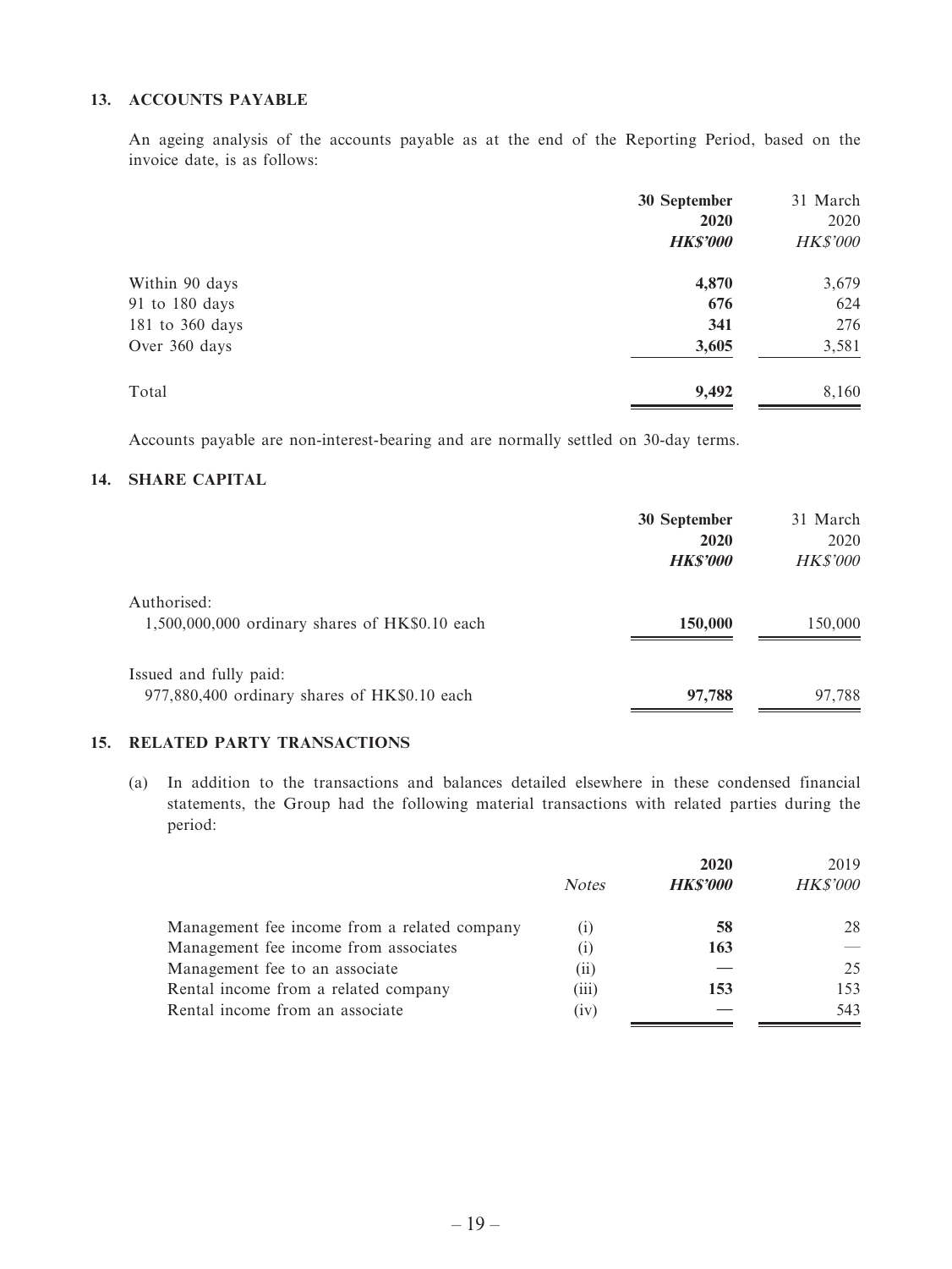### 13. ACCOUNTS PAYABLE

An ageing analysis of the accounts payable as at the end of the Reporting Period, based on the invoice date, is as follows:

| | 30 September 2020 *HK$'000* | 31 March 2020 *HK$'000* |
|---|---|---|
| Within 90 days | **4,870** | 3,679 |
| 91 to 180 days | **676** | 624 |
| 181 to 360 days | **341** | 276 |
| Over 360 days | **3,605** | 3,581 |
| Total | **9,492** | 8,160 |

Accounts payable are non-interest-bearing and are normally settled on 30-day terms.

### 14. SHARE CAPITAL

| | 30 September 2020 *HK$'000* | 31 March 2020 *HK$'000* |
|---|---|---|
| Authorised: | | |
| 1,500,000,000 ordinary shares of HK$0.10 each | **150,000** | 150,000 |
| Issued and fully paid: | | |
| 977,880,400 ordinary shares of HK$0.10 each | **97,788** | 97,788 |

### 15. RELATED PARTY TRANSACTIONS

(a) In addition to the transactions and balances detailed elsewhere in these condensed financial statements, the Group had the following material transactions with related parties during the period:

| | *Notes* | 2020 *HK$'000* | 2019 *HK$'000* |
|---|---|---|---|
| Management fee income from a related company | (i) | **58** | 28 |
| Management fee income from associates | (i) | **163** | — |
| Management fee to an associate | (ii) | **—** | 25 |
| Rental income from a related company | (iii) | **153** | 153 |
| Rental income from an associate | (iv) | **—** | 543 |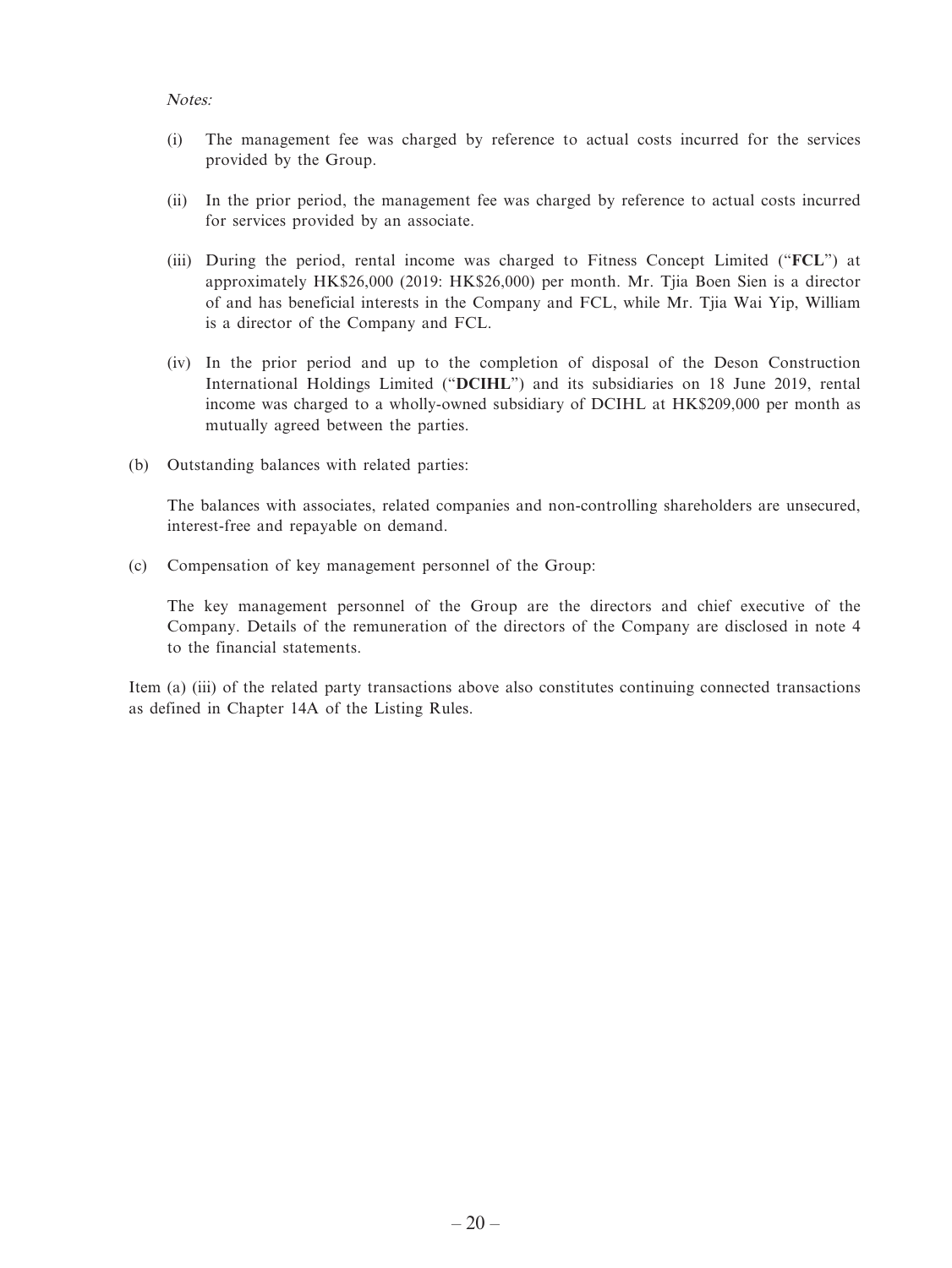*Notes:*

(i) The management fee was charged by reference to actual costs incurred for the services provided by the Group.

(ii) In the prior period, the management fee was charged by reference to actual costs incurred for services provided by an associate.

(iii) During the period, rental income was charged to Fitness Concept Limited ("**FCL**") at approximately HK$26,000 (2019: HK$26,000) per month. Mr. Tjia Boen Sien is a director of and has beneficial interests in the Company and FCL, while Mr. Tjia Wai Yip, William is a director of the Company and FCL.

(iv) In the prior period and up to the completion of disposal of the Deson Construction International Holdings Limited ("**DCIHL**") and its subsidiaries on 18 June 2019, rental income was charged to a wholly-owned subsidiary of DCIHL at HK$209,000 per month as mutually agreed between the parties.

(b) Outstanding balances with related parties:

The balances with associates, related companies and non-controlling shareholders are unsecured, interest-free and repayable on demand.

(c) Compensation of key management personnel of the Group:

The key management personnel of the Group are the directors and chief executive of the Company. Details of the remuneration of the directors of the Company are disclosed in note 4 to the financial statements.

Item (a) (iii) of the related party transactions above also constitutes continuing connected transactions as defined in Chapter 14A of the Listing Rules.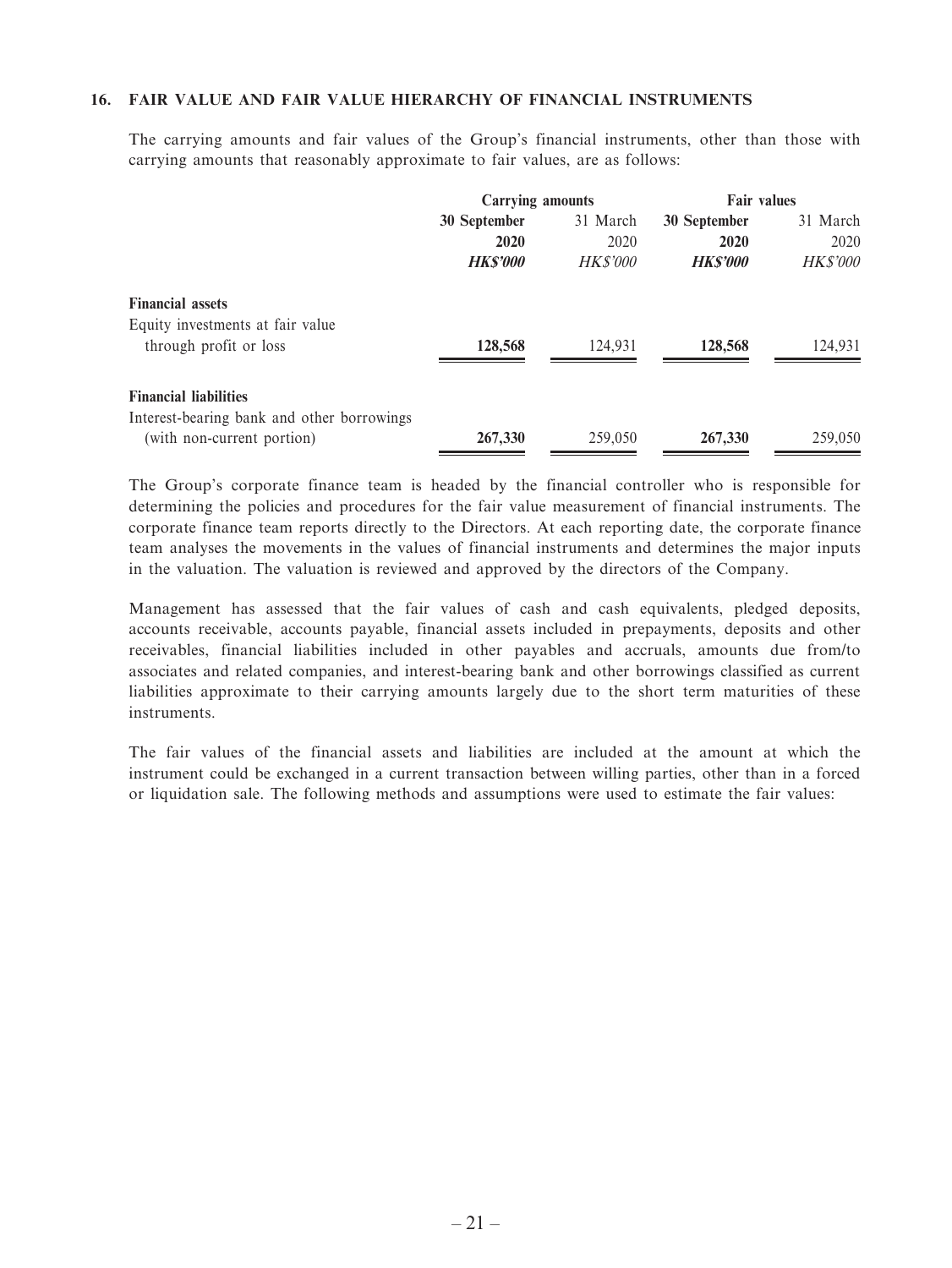## 16. FAIR VALUE AND FAIR VALUE HIERARCHY OF FINANCIAL INSTRUMENTS

The carrying amounts and fair values of the Group's financial instruments, other than those with carrying amounts that reasonably approximate to fair values, are as follows:

| | Carrying amounts | | Fair values | |
|---|---|---|---|---|
| | **30 September 2020** | 31 March 2020 | **30 September 2020** | 31 March 2020 |
| | ***HK$'000*** | *HK$'000* | ***HK$'000*** | *HK$'000* |
| **Financial assets** | | | | |
| Equity investments at fair value through profit or loss | **128,568** | 124,931 | **128,568** | 124,931 |
| **Financial liabilities** | | | | |
| Interest-bearing bank and other borrowings (with non-current portion) | **267,330** | 259,050 | **267,330** | 259,050 |

The Group's corporate finance team is headed by the financial controller who is responsible for determining the policies and procedures for the fair value measurement of financial instruments. The corporate finance team reports directly to the Directors. At each reporting date, the corporate finance team analyses the movements in the values of financial instruments and determines the major inputs in the valuation. The valuation is reviewed and approved by the directors of the Company.

Management has assessed that the fair values of cash and cash equivalents, pledged deposits, accounts receivable, accounts payable, financial assets included in prepayments, deposits and other receivables, financial liabilities included in other payables and accruals, amounts due from/to associates and related companies, and interest-bearing bank and other borrowings classified as current liabilities approximate to their carrying amounts largely due to the short term maturities of these instruments.

The fair values of the financial assets and liabilities are included at the amount at which the instrument could be exchanged in a current transaction between willing parties, other than in a forced or liquidation sale. The following methods and assumptions were used to estimate the fair values: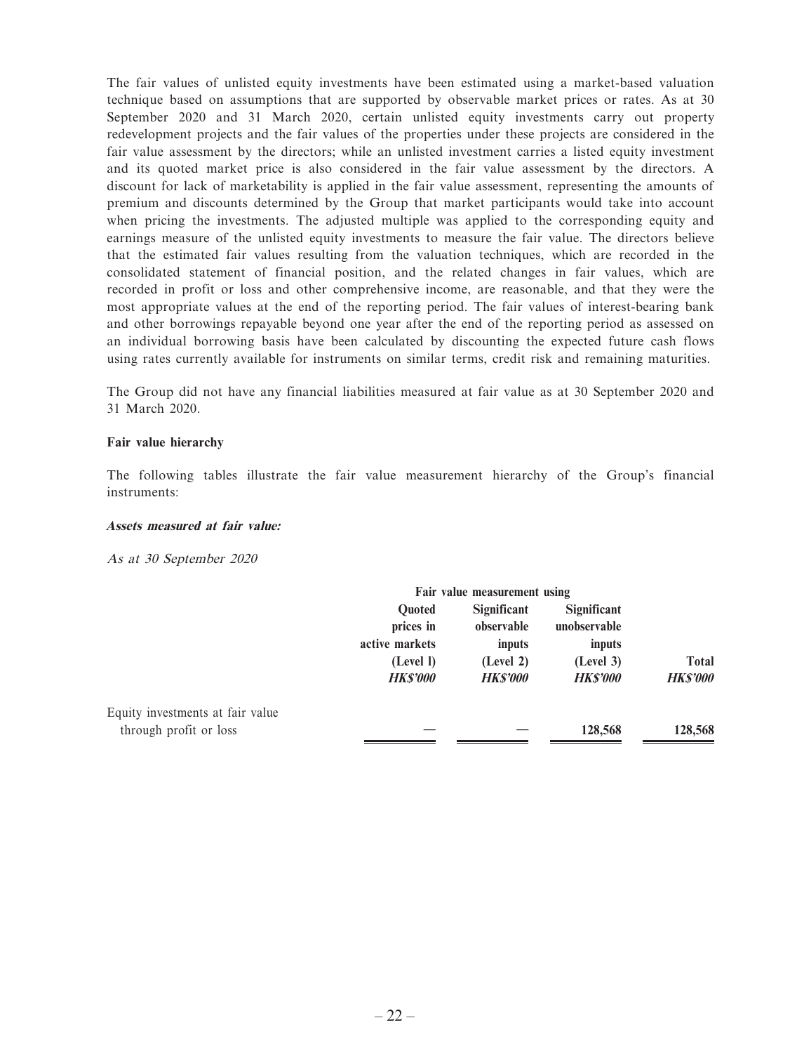The fair values of unlisted equity investments have been estimated using a market-based valuation technique based on assumptions that are supported by observable market prices or rates. As at 30 September 2020 and 31 March 2020, certain unlisted equity investments carry out property redevelopment projects and the fair values of the properties under these projects are considered in the fair value assessment by the directors; while an unlisted investment carries a listed equity investment and its quoted market price is also considered in the fair value assessment by the directors. A discount for lack of marketability is applied in the fair value assessment, representing the amounts of premium and discounts determined by the Group that market participants would take into account when pricing the investments. The adjusted multiple was applied to the corresponding equity and earnings measure of the unlisted equity investments to measure the fair value. The directors believe that the estimated fair values resulting from the valuation techniques, which are recorded in the consolidated statement of financial position, and the related changes in fair values, which are recorded in profit or loss and other comprehensive income, are reasonable, and that they were the most appropriate values at the end of the reporting period. The fair values of interest-bearing bank and other borrowings repayable beyond one year after the end of the reporting period as assessed on an individual borrowing basis have been calculated by discounting the expected future cash flows using rates currently available for instruments on similar terms, credit risk and remaining maturities.

The Group did not have any financial liabilities measured at fair value as at 30 September 2020 and 31 March 2020.

**Fair value hierarchy**

The following tables illustrate the fair value measurement hierarchy of the Group's financial instruments:

***Assets measured at fair value:***

*As at 30 September 2020*

| | **Fair value measurement using** | | | |
|---|---|---|---|---|
| | **Quoted prices in active markets (Level l)** | **Significant observable inputs (Level 2)** | **Significant unobservable inputs (Level 3)** | **Total** |
| | ***HK$'000*** | ***HK$'000*** | ***HK$'000*** | ***HK$'000*** |
| Equity investments at fair value through profit or loss | — | — | **128,568** | **128,568** |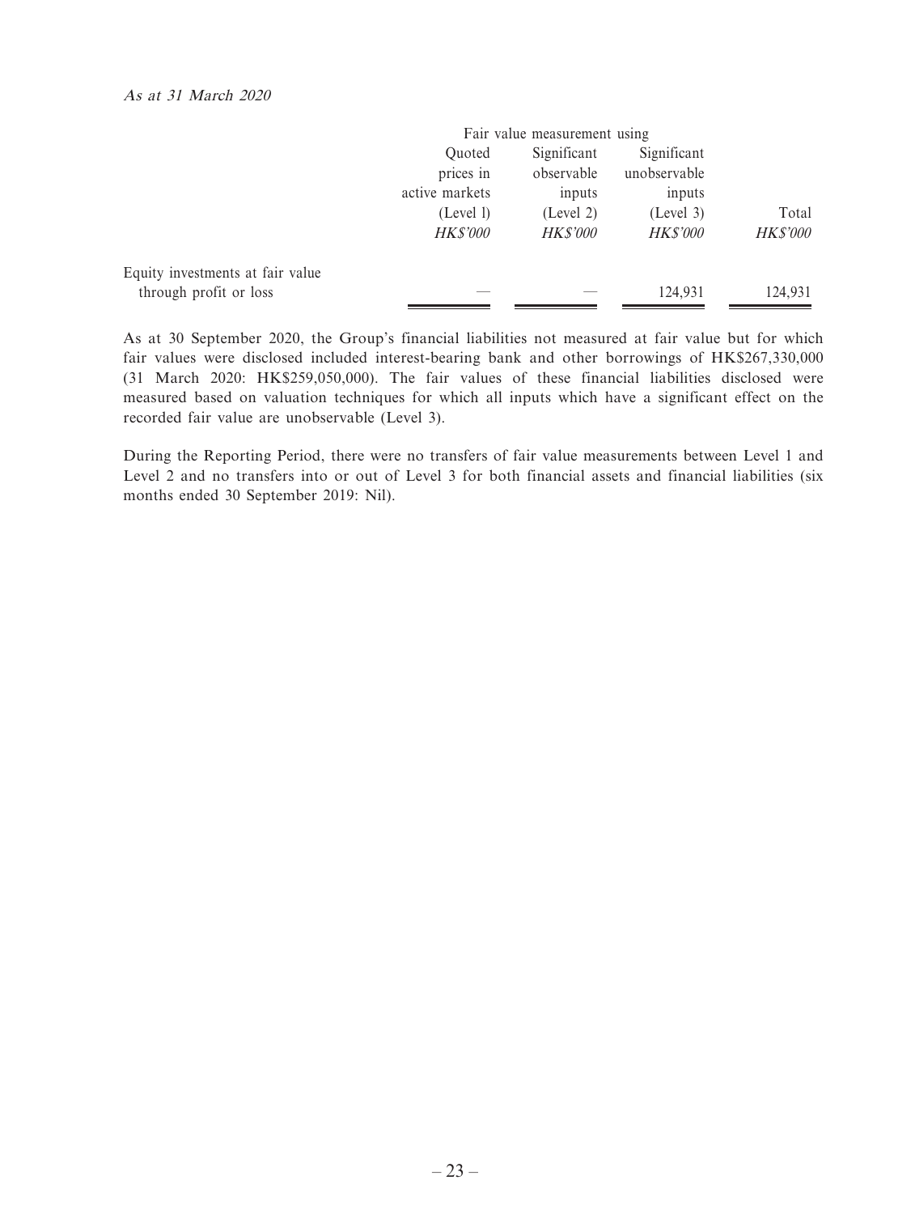*As at 31 March 2020*

| | Fair value measurement using | | | |
|---|---|---|---|---|
| | Quoted prices in active markets (Level 1) | Significant observable inputs (Level 2) | Significant unobservable inputs (Level 3) | Total |
| | *HK$'000* | *HK$'000* | *HK$'000* | *HK$'000* |
| Equity investments at fair value through profit or loss | — | — | 124,931 | 124,931 |

As at 30 September 2020, the Group's financial liabilities not measured at fair value but for which fair values were disclosed included interest-bearing bank and other borrowings of HK$267,330,000 (31 March 2020: HK$259,050,000). The fair values of these financial liabilities disclosed were measured based on valuation techniques for which all inputs which have a significant effect on the recorded fair value are unobservable (Level 3).

During the Reporting Period, there were no transfers of fair value measurements between Level 1 and Level 2 and no transfers into or out of Level 3 for both financial assets and financial liabilities (six months ended 30 September 2019: Nil).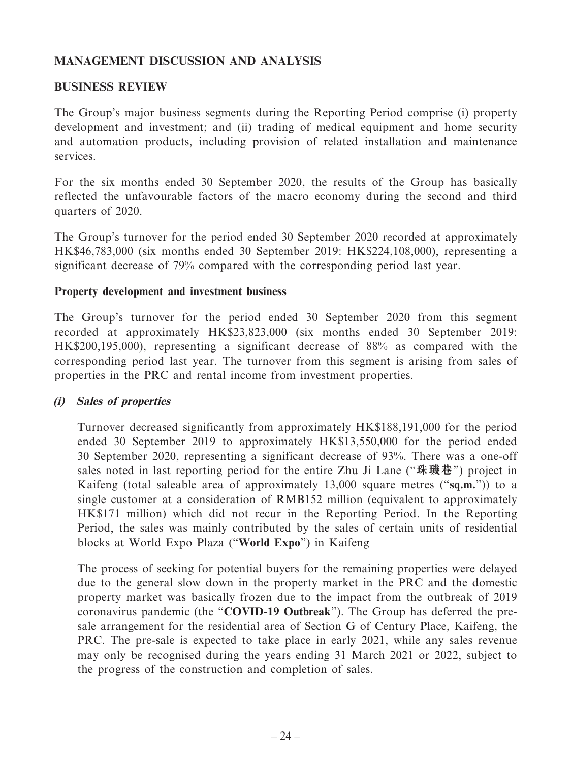## MANAGEMENT DISCUSSION AND ANALYSIS

### BUSINESS REVIEW

The Group's major business segments during the Reporting Period comprise (i) property development and investment; and (ii) trading of medical equipment and home security and automation products, including provision of related installation and maintenance services.

For the six months ended 30 September 2020, the results of the Group has basically reflected the unfavourable factors of the macro economy during the second and third quarters of 2020.

The Group's turnover for the period ended 30 September 2020 recorded at approximately HK$46,783,000 (six months ended 30 September 2019: HK$224,108,000), representing a significant decrease of 79% compared with the corresponding period last year.

#### Property development and investment business

The Group's turnover for the period ended 30 September 2020 from this segment recorded at approximately HK$23,823,000 (six months ended 30 September 2019: HK$200,195,000), representing a significant decrease of 88% as compared with the corresponding period last year. The turnover from this segment is arising from sales of properties in the PRC and rental income from investment properties.

##### *(i) Sales of properties*

Turnover decreased significantly from approximately HK$188,191,000 for the period ended 30 September 2019 to approximately HK$13,550,000 for the period ended 30 September 2020, representing a significant decrease of 93%. There was a one-off sales noted in last reporting period for the entire Zhu Ji Lane ("**珠璣巷**") project in Kaifeng (total saleable area of approximately 13,000 square metres ("**sq.m.**")) to a single customer at a consideration of RMB152 million (equivalent to approximately HK$171 million) which did not recur in the Reporting Period. In the Reporting Period, the sales was mainly contributed by the sales of certain units of residential blocks at World Expo Plaza ("**World Expo**") in Kaifeng

The process of seeking for potential buyers for the remaining properties were delayed due to the general slow down in the property market in the PRC and the domestic property market was basically frozen due to the impact from the outbreak of 2019 coronavirus pandemic (the "**COVID-19 Outbreak**"). The Group has deferred the pre-sale arrangement for the residential area of Section G of Century Place, Kaifeng, the PRC. The pre-sale is expected to take place in early 2021, while any sales revenue may only be recognised during the years ending 31 March 2021 or 2022, subject to the progress of the construction and completion of sales.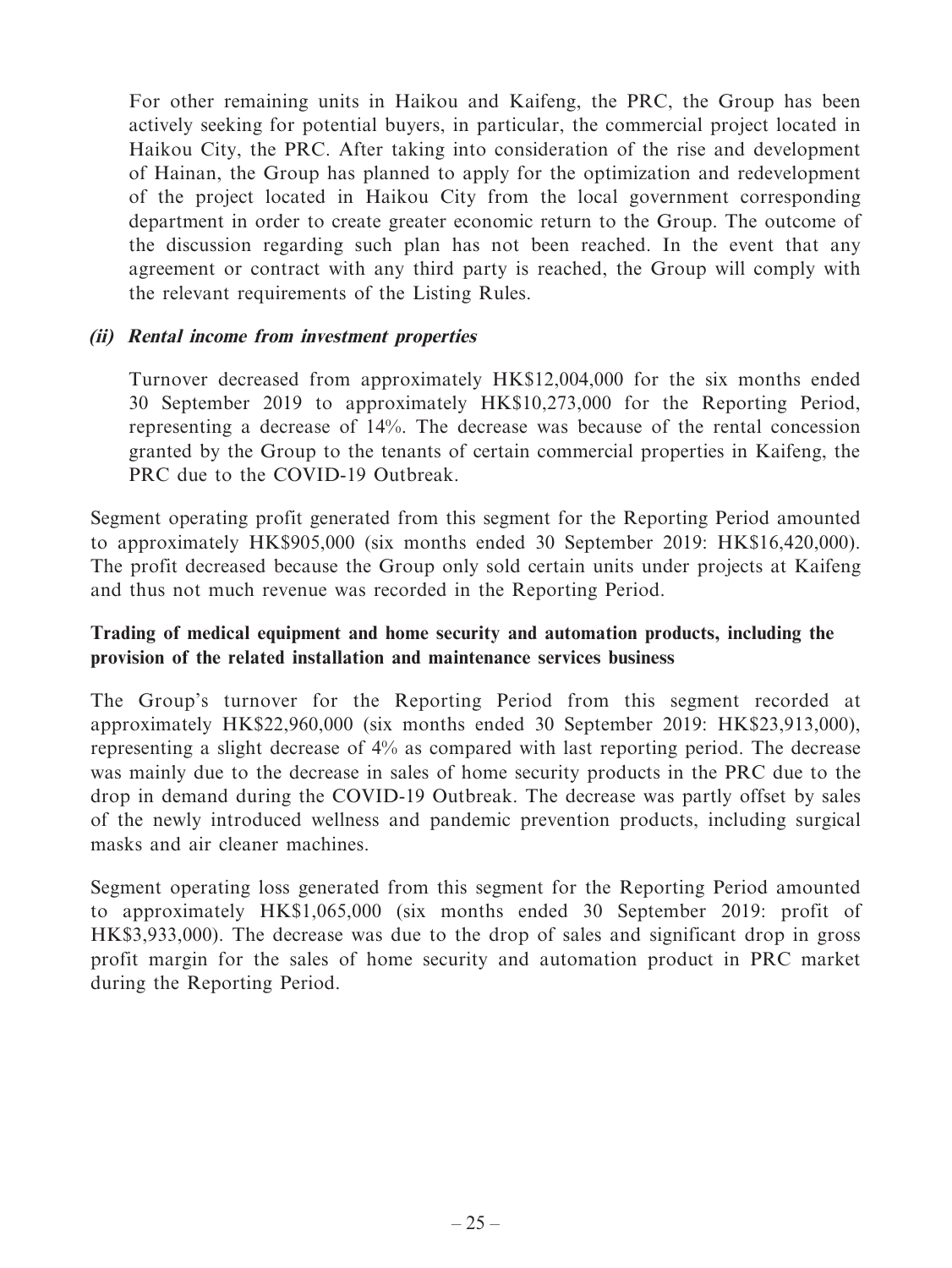For other remaining units in Haikou and Kaifeng, the PRC, the Group has been actively seeking for potential buyers, in particular, the commercial project located in Haikou City, the PRC. After taking into consideration of the rise and development of Hainan, the Group has planned to apply for the optimization and redevelopment of the project located in Haikou City from the local government corresponding department in order to create greater economic return to the Group. The outcome of the discussion regarding such plan has not been reached. In the event that any agreement or contract with any third party is reached, the Group will comply with the relevant requirements of the Listing Rules.

***(ii) Rental income from investment properties***

Turnover decreased from approximately HK$12,004,000 for the six months ended 30 September 2019 to approximately HK$10,273,000 for the Reporting Period, representing a decrease of 14%. The decrease was because of the rental concession granted by the Group to the tenants of certain commercial properties in Kaifeng, the PRC due to the COVID-19 Outbreak.

Segment operating profit generated from this segment for the Reporting Period amounted to approximately HK$905,000 (six months ended 30 September 2019: HK$16,420,000). The profit decreased because the Group only sold certain units under projects at Kaifeng and thus not much revenue was recorded in the Reporting Period.

**Trading of medical equipment and home security and automation products, including the provision of the related installation and maintenance services business**

The Group's turnover for the Reporting Period from this segment recorded at approximately HK$22,960,000 (six months ended 30 September 2019: HK$23,913,000), representing a slight decrease of 4% as compared with last reporting period. The decrease was mainly due to the decrease in sales of home security products in the PRC due to the drop in demand during the COVID-19 Outbreak. The decrease was partly offset by sales of the newly introduced wellness and pandemic prevention products, including surgical masks and air cleaner machines.

Segment operating loss generated from this segment for the Reporting Period amounted to approximately HK$1,065,000 (six months ended 30 September 2019: profit of HK$3,933,000). The decrease was due to the drop of sales and significant drop in gross profit margin for the sales of home security and automation product in PRC market during the Reporting Period.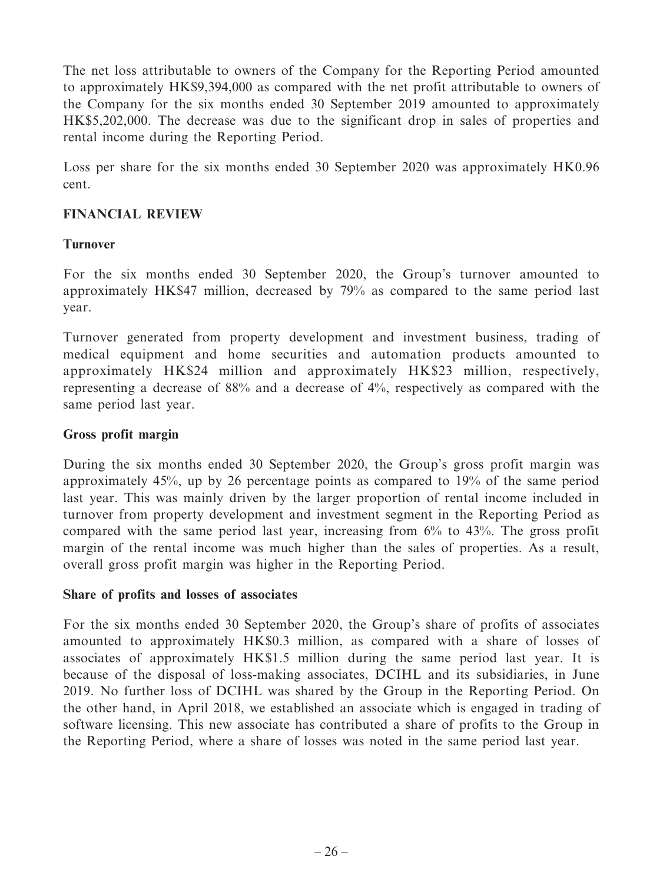The net loss attributable to owners of the Company for the Reporting Period amounted to approximately HK$9,394,000 as compared with the net profit attributable to owners of the Company for the six months ended 30 September 2019 amounted to approximately HK$5,202,000. The decrease was due to the significant drop in sales of properties and rental income during the Reporting Period.

Loss per share for the six months ended 30 September 2020 was approximately HK0.96 cent.

## FINANCIAL REVIEW

### Turnover

For the six months ended 30 September 2020, the Group's turnover amounted to approximately HK$47 million, decreased by 79% as compared to the same period last year.

Turnover generated from property development and investment business, trading of medical equipment and home securities and automation products amounted to approximately HK$24 million and approximately HK$23 million, respectively, representing a decrease of 88% and a decrease of 4%, respectively as compared with the same period last year.

### Gross profit margin

During the six months ended 30 September 2020, the Group's gross profit margin was approximately 45%, up by 26 percentage points as compared to 19% of the same period last year. This was mainly driven by the larger proportion of rental income included in turnover from property development and investment segment in the Reporting Period as compared with the same period last year, increasing from 6% to 43%. The gross profit margin of the rental income was much higher than the sales of properties. As a result, overall gross profit margin was higher in the Reporting Period.

### Share of profits and losses of associates

For the six months ended 30 September 2020, the Group's share of profits of associates amounted to approximately HK$0.3 million, as compared with a share of losses of associates of approximately HK$1.5 million during the same period last year. It is because of the disposal of loss-making associates, DCIHL and its subsidiaries, in June 2019. No further loss of DCIHL was shared by the Group in the Reporting Period. On the other hand, in April 2018, we established an associate which is engaged in trading of software licensing. This new associate has contributed a share of profits to the Group in the Reporting Period, where a share of losses was noted in the same period last year.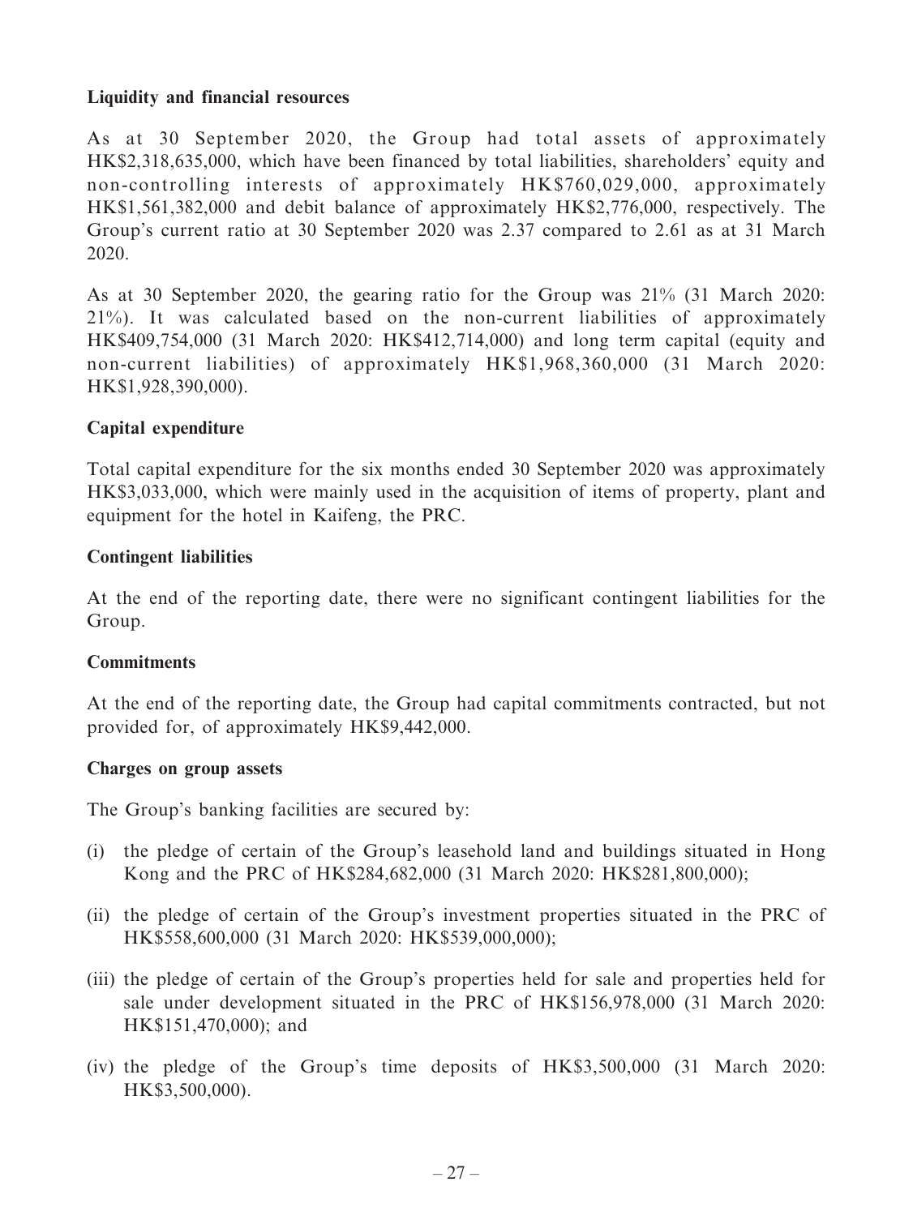**Liquidity and financial resources**

As at 30 September 2020, the Group had total assets of approximately HK$2,318,635,000, which have been financed by total liabilities, shareholders' equity and non-controlling interests of approximately HK$760,029,000, approximately HK$1,561,382,000 and debit balance of approximately HK$2,776,000, respectively. The Group's current ratio at 30 September 2020 was 2.37 compared to 2.61 as at 31 March 2020.

As at 30 September 2020, the gearing ratio for the Group was 21% (31 March 2020: 21%). It was calculated based on the non-current liabilities of approximately HK$409,754,000 (31 March 2020: HK$412,714,000) and long term capital (equity and non-current liabilities) of approximately HK$1,968,360,000 (31 March 2020: HK$1,928,390,000).

**Capital expenditure**

Total capital expenditure for the six months ended 30 September 2020 was approximately HK$3,033,000, which were mainly used in the acquisition of items of property, plant and equipment for the hotel in Kaifeng, the PRC.

**Contingent liabilities**

At the end of the reporting date, there were no significant contingent liabilities for the Group.

**Commitments**

At the end of the reporting date, the Group had capital commitments contracted, but not provided for, of approximately HK$9,442,000.

**Charges on group assets**

The Group's banking facilities are secured by:

(i) the pledge of certain of the Group's leasehold land and buildings situated in Hong Kong and the PRC of HK$284,682,000 (31 March 2020: HK$281,800,000);

(ii) the pledge of certain of the Group's investment properties situated in the PRC of HK$558,600,000 (31 March 2020: HK$539,000,000);

(iii) the pledge of certain of the Group's properties held for sale and properties held for sale under development situated in the PRC of HK$156,978,000 (31 March 2020: HK$151,470,000); and

(iv) the pledge of the Group's time deposits of HK$3,500,000 (31 March 2020: HK$3,500,000).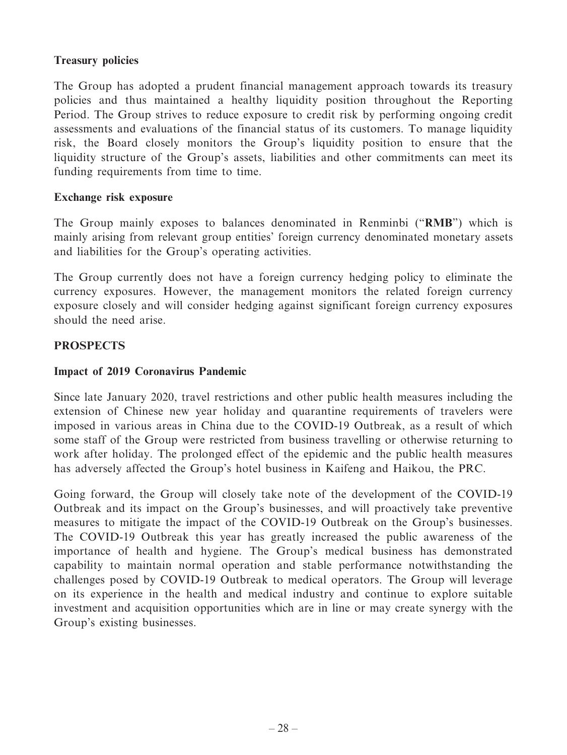**Treasury policies**

The Group has adopted a prudent financial management approach towards its treasury policies and thus maintained a healthy liquidity position throughout the Reporting Period. The Group strives to reduce exposure to credit risk by performing ongoing credit assessments and evaluations of the financial status of its customers. To manage liquidity risk, the Board closely monitors the Group's liquidity position to ensure that the liquidity structure of the Group's assets, liabilities and other commitments can meet its funding requirements from time to time.

**Exchange risk exposure**

The Group mainly exposes to balances denominated in Renminbi ("**RMB**") which is mainly arising from relevant group entities' foreign currency denominated monetary assets and liabilities for the Group's operating activities.

The Group currently does not have a foreign currency hedging policy to eliminate the currency exposures. However, the management monitors the related foreign currency exposure closely and will consider hedging against significant foreign currency exposures should the need arise.

## PROSPECTS

**Impact of 2019 Coronavirus Pandemic**

Since late January 2020, travel restrictions and other public health measures including the extension of Chinese new year holiday and quarantine requirements of travelers were imposed in various areas in China due to the COVID-19 Outbreak, as a result of which some staff of the Group were restricted from business travelling or otherwise returning to work after holiday. The prolonged effect of the epidemic and the public health measures has adversely affected the Group's hotel business in Kaifeng and Haikou, the PRC.

Going forward, the Group will closely take note of the development of the COVID-19 Outbreak and its impact on the Group's businesses, and will proactively take preventive measures to mitigate the impact of the COVID-19 Outbreak on the Group's businesses. The COVID-19 Outbreak this year has greatly increased the public awareness of the importance of health and hygiene. The Group's medical business has demonstrated capability to maintain normal operation and stable performance notwithstanding the challenges posed by COVID-19 Outbreak to medical operators. The Group will leverage on its experience in the health and medical industry and continue to explore suitable investment and acquisition opportunities which are in line or may create synergy with the Group's existing businesses.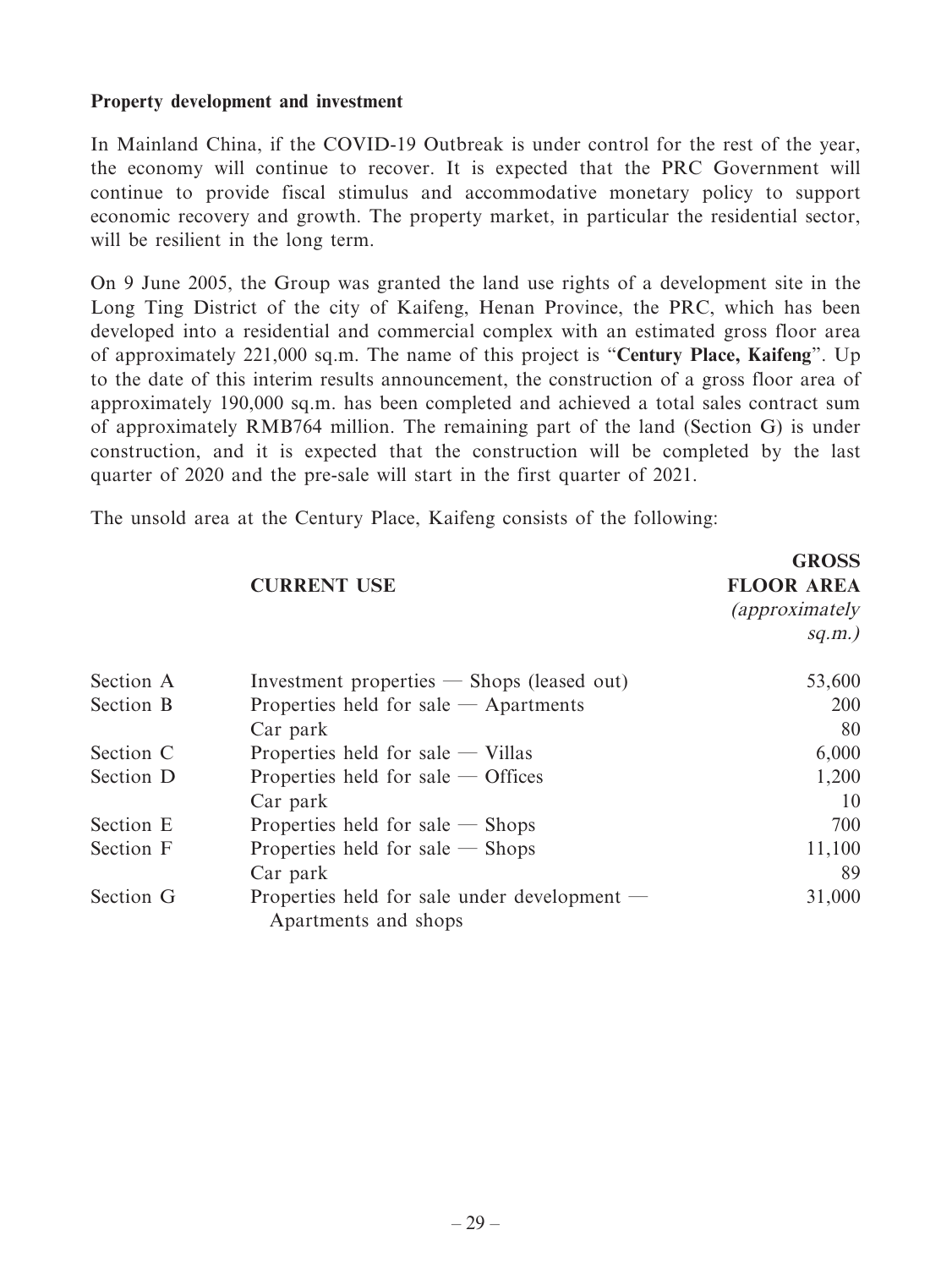**Property development and investment**

In Mainland China, if the COVID-19 Outbreak is under control for the rest of the year, the economy will continue to recover. It is expected that the PRC Government will continue to provide fiscal stimulus and accommodative monetary policy to support economic recovery and growth. The property market, in particular the residential sector, will be resilient in the long term.

On 9 June 2005, the Group was granted the land use rights of a development site in the Long Ting District of the city of Kaifeng, Henan Province, the PRC, which has been developed into a residential and commercial complex with an estimated gross floor area of approximately 221,000 sq.m. The name of this project is "**Century Place, Kaifeng**". Up to the date of this interim results announcement, the construction of a gross floor area of approximately 190,000 sq.m. has been completed and achieved a total sales contract sum of approximately RMB764 million. The remaining part of the land (Section G) is under construction, and it is expected that the construction will be completed by the last quarter of 2020 and the pre-sale will start in the first quarter of 2021.

The unsold area at the Century Place, Kaifeng consists of the following:

| | **CURRENT USE** | **GROSS FLOOR AREA** *(approximately sq.m.)* |
|---|---|---|
| Section A | Investment properties — Shops (leased out) | 53,600 |
| Section B | Properties held for sale — Apartments | 200 |
| | Car park | 80 |
| Section C | Properties held for sale — Villas | 6,000 |
| Section D | Properties held for sale — Offices | 1,200 |
| | Car park | 10 |
| Section E | Properties held for sale — Shops | 700 |
| Section F | Properties held for sale — Shops | 11,100 |
| | Car park | 89 |
| Section G | Properties held for sale under development — Apartments and shops | 31,000 |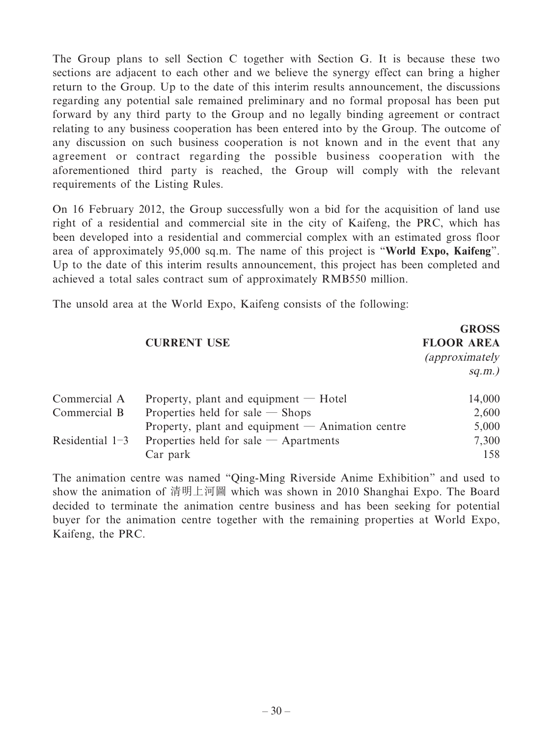The Group plans to sell Section C together with Section G. It is because these two sections are adjacent to each other and we believe the synergy effect can bring a higher return to the Group. Up to the date of this interim results announcement, the discussions regarding any potential sale remained preliminary and no formal proposal has been put forward by any third party to the Group and no legally binding agreement or contract relating to any business cooperation has been entered into by the Group. The outcome of any discussion on such business cooperation is not known and in the event that any agreement or contract regarding the possible business cooperation with the aforementioned third party is reached, the Group will comply with the relevant requirements of the Listing Rules.

On 16 February 2012, the Group successfully won a bid for the acquisition of land use right of a residential and commercial site in the city of Kaifeng, the PRC, which has been developed into a residential and commercial complex with an estimated gross floor area of approximately 95,000 sq.m. The name of this project is "**World Expo, Kaifeng**". Up to the date of this interim results announcement, this project has been completed and achieved a total sales contract sum of approximately RMB550 million.

The unsold area at the World Expo, Kaifeng consists of the following:

| | **CURRENT USE** | **GROSS FLOOR AREA** *(approximately sq.m.)* |
|---|---|---|
| Commercial A | Property, plant and equipment — Hotel | 14,000 |
| Commercial B | Properties held for sale — Shops | 2,600 |
| | Property, plant and equipment — Animation centre | 5,000 |
| Residential 1–3 | Properties held for sale — Apartments | 7,300 |
| | Car park | 158 |

The animation centre was named "Qing-Ming Riverside Anime Exhibition" and used to show the animation of 清明上河圖 which was shown in 2010 Shanghai Expo. The Board decided to terminate the animation centre business and has been seeking for potential buyer for the animation centre together with the remaining properties at World Expo, Kaifeng, the PRC.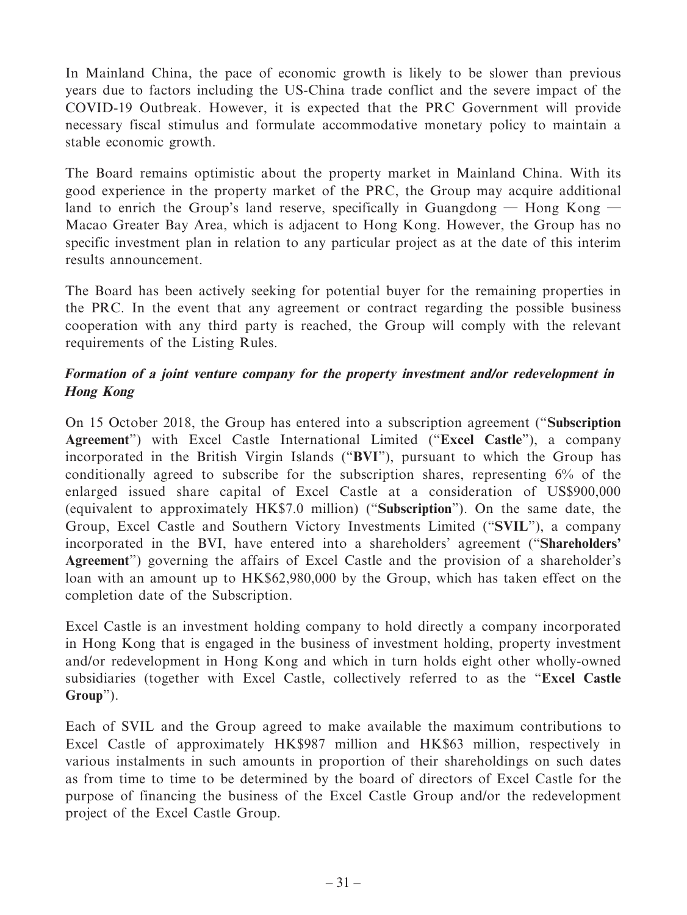In Mainland China, the pace of economic growth is likely to be slower than previous years due to factors including the US-China trade conflict and the severe impact of the COVID-19 Outbreak. However, it is expected that the PRC Government will provide necessary fiscal stimulus and formulate accommodative monetary policy to maintain a stable economic growth.

The Board remains optimistic about the property market in Mainland China. With its good experience in the property market of the PRC, the Group may acquire additional land to enrich the Group's land reserve, specifically in Guangdong — Hong Kong — Macao Greater Bay Area, which is adjacent to Hong Kong. However, the Group has no specific investment plan in relation to any particular project as at the date of this interim results announcement.

The Board has been actively seeking for potential buyer for the remaining properties in the PRC. In the event that any agreement or contract regarding the possible business cooperation with any third party is reached, the Group will comply with the relevant requirements of the Listing Rules.

***Formation of a joint venture company for the property investment and/or redevelopment in Hong Kong***

On 15 October 2018, the Group has entered into a subscription agreement ("**Subscription Agreement**") with Excel Castle International Limited ("**Excel Castle**"), a company incorporated in the British Virgin Islands ("**BVI**"), pursuant to which the Group has conditionally agreed to subscribe for the subscription shares, representing 6% of the enlarged issued share capital of Excel Castle at a consideration of US$900,000 (equivalent to approximately HK$7.0 million) ("**Subscription**"). On the same date, the Group, Excel Castle and Southern Victory Investments Limited ("**SVIL**"), a company incorporated in the BVI, have entered into a shareholders' agreement ("**Shareholders' Agreement**") governing the affairs of Excel Castle and the provision of a shareholder's loan with an amount up to HK$62,980,000 by the Group, which has taken effect on the completion date of the Subscription.

Excel Castle is an investment holding company to hold directly a company incorporated in Hong Kong that is engaged in the business of investment holding, property investment and/or redevelopment in Hong Kong and which in turn holds eight other wholly-owned subsidiaries (together with Excel Castle, collectively referred to as the "**Excel Castle Group**").

Each of SVIL and the Group agreed to make available the maximum contributions to Excel Castle of approximately HK$987 million and HK$63 million, respectively in various instalments in such amounts in proportion of their shareholdings on such dates as from time to time to be determined by the board of directors of Excel Castle for the purpose of financing the business of the Excel Castle Group and/or the redevelopment project of the Excel Castle Group.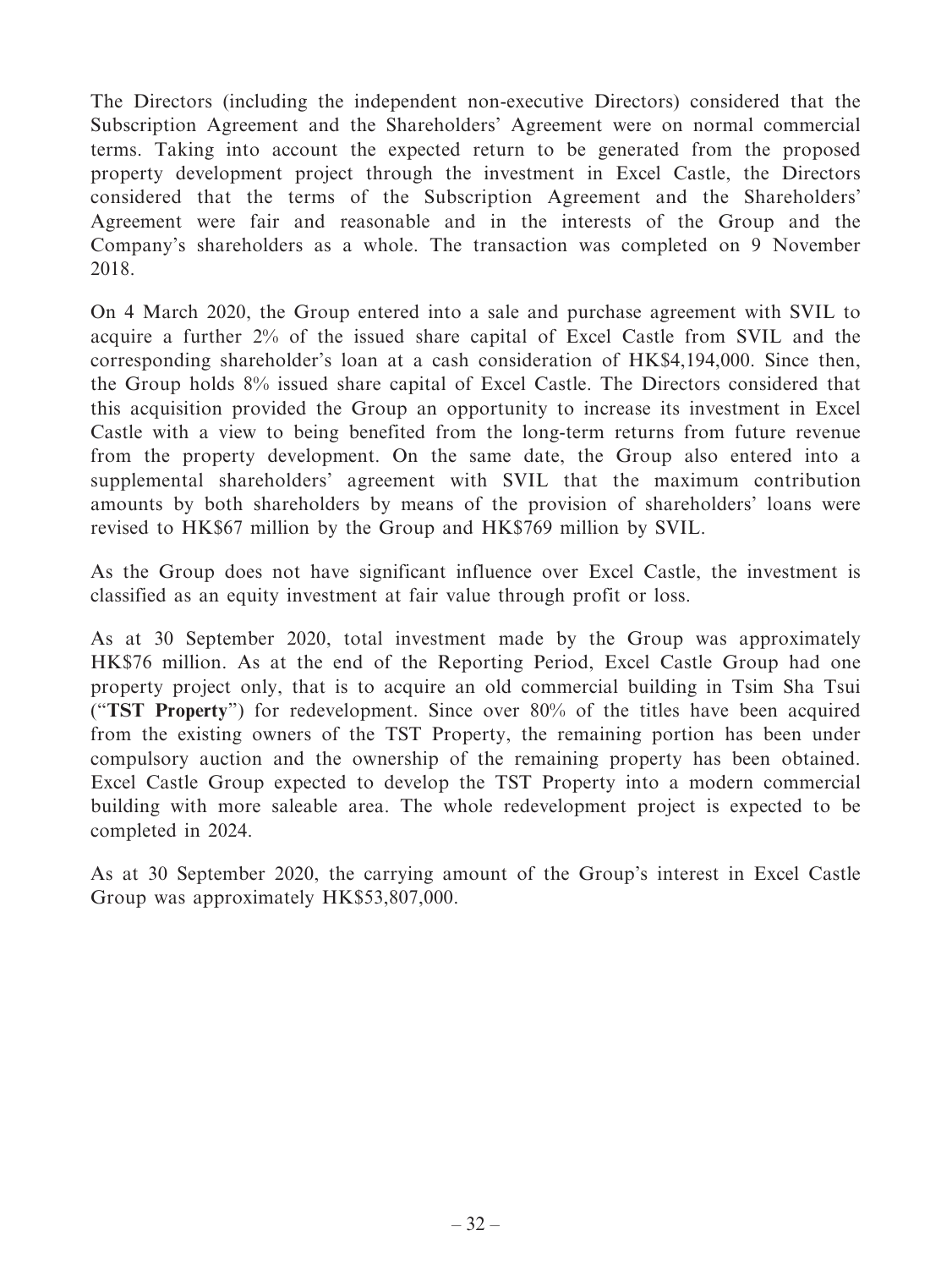The Directors (including the independent non-executive Directors) considered that the Subscription Agreement and the Shareholders' Agreement were on normal commercial terms. Taking into account the expected return to be generated from the proposed property development project through the investment in Excel Castle, the Directors considered that the terms of the Subscription Agreement and the Shareholders' Agreement were fair and reasonable and in the interests of the Group and the Company's shareholders as a whole. The transaction was completed on 9 November 2018.

On 4 March 2020, the Group entered into a sale and purchase agreement with SVIL to acquire a further 2% of the issued share capital of Excel Castle from SVIL and the corresponding shareholder's loan at a cash consideration of HK$4,194,000. Since then, the Group holds 8% issued share capital of Excel Castle. The Directors considered that this acquisition provided the Group an opportunity to increase its investment in Excel Castle with a view to being benefited from the long-term returns from future revenue from the property development. On the same date, the Group also entered into a supplemental shareholders' agreement with SVIL that the maximum contribution amounts by both shareholders by means of the provision of shareholders' loans were revised to HK$67 million by the Group and HK$769 million by SVIL.

As the Group does not have significant influence over Excel Castle, the investment is classified as an equity investment at fair value through profit or loss.

As at 30 September 2020, total investment made by the Group was approximately HK$76 million. As at the end of the Reporting Period, Excel Castle Group had one property project only, that is to acquire an old commercial building in Tsim Sha Tsui ("**TST Property**") for redevelopment. Since over 80% of the titles have been acquired from the existing owners of the TST Property, the remaining portion has been under compulsory auction and the ownership of the remaining property has been obtained. Excel Castle Group expected to develop the TST Property into a modern commercial building with more saleable area. The whole redevelopment project is expected to be completed in 2024.

As at 30 September 2020, the carrying amount of the Group's interest in Excel Castle Group was approximately HK$53,807,000.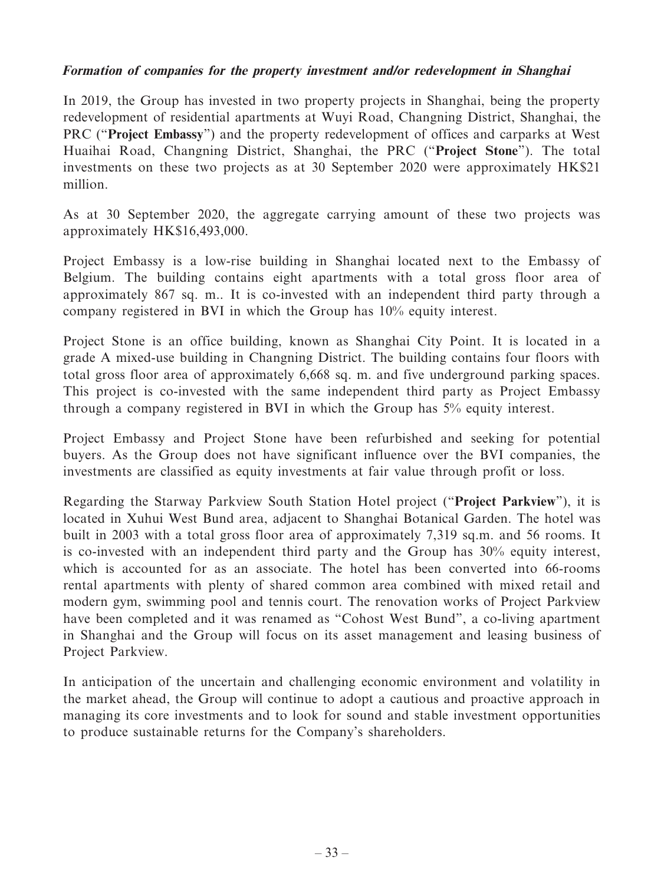***Formation of companies for the property investment and/or redevelopment in Shanghai***

In 2019, the Group has invested in two property projects in Shanghai, being the property redevelopment of residential apartments at Wuyi Road, Changning District, Shanghai, the PRC ("**Project Embassy**") and the property redevelopment of offices and carparks at West Huaihai Road, Changning District, Shanghai, the PRC ("**Project Stone**"). The total investments on these two projects as at 30 September 2020 were approximately HK$21 million.

As at 30 September 2020, the aggregate carrying amount of these two projects was approximately HK$16,493,000.

Project Embassy is a low-rise building in Shanghai located next to the Embassy of Belgium. The building contains eight apartments with a total gross floor area of approximately 867 sq. m.. It is co-invested with an independent third party through a company registered in BVI in which the Group has 10% equity interest.

Project Stone is an office building, known as Shanghai City Point. It is located in a grade A mixed-use building in Changning District. The building contains four floors with total gross floor area of approximately 6,668 sq. m. and five underground parking spaces. This project is co-invested with the same independent third party as Project Embassy through a company registered in BVI in which the Group has 5% equity interest.

Project Embassy and Project Stone have been refurbished and seeking for potential buyers. As the Group does not have significant influence over the BVI companies, the investments are classified as equity investments at fair value through profit or loss.

Regarding the Starway Parkview South Station Hotel project ("**Project Parkview**"), it is located in Xuhui West Bund area, adjacent to Shanghai Botanical Garden. The hotel was built in 2003 with a total gross floor area of approximately 7,319 sq.m. and 56 rooms. It is co-invested with an independent third party and the Group has 30% equity interest, which is accounted for as an associate. The hotel has been converted into 66-rooms rental apartments with plenty of shared common area combined with mixed retail and modern gym, swimming pool and tennis court. The renovation works of Project Parkview have been completed and it was renamed as "Cohost West Bund", a co-living apartment in Shanghai and the Group will focus on its asset management and leasing business of Project Parkview.

In anticipation of the uncertain and challenging economic environment and volatility in the market ahead, the Group will continue to adopt a cautious and proactive approach in managing its core investments and to look for sound and stable investment opportunities to produce sustainable returns for the Company's shareholders.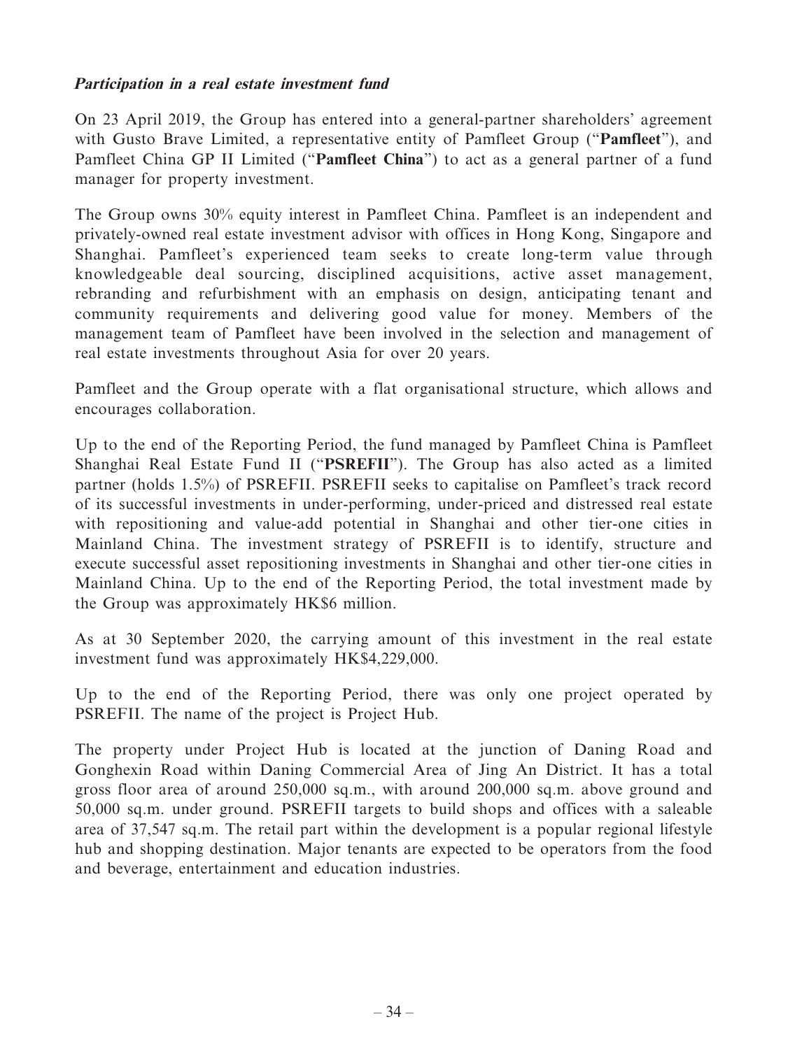***Participation in a real estate investment fund***

On 23 April 2019, the Group has entered into a general-partner shareholders' agreement with Gusto Brave Limited, a representative entity of Pamfleet Group ("**Pamfleet**"), and Pamfleet China GP II Limited ("**Pamfleet China**") to act as a general partner of a fund manager for property investment.

The Group owns 30% equity interest in Pamfleet China. Pamfleet is an independent and privately-owned real estate investment advisor with offices in Hong Kong, Singapore and Shanghai. Pamfleet's experienced team seeks to create long-term value through knowledgeable deal sourcing, disciplined acquisitions, active asset management, rebranding and refurbishment with an emphasis on design, anticipating tenant and community requirements and delivering good value for money. Members of the management team of Pamfleet have been involved in the selection and management of real estate investments throughout Asia for over 20 years.

Pamfleet and the Group operate with a flat organisational structure, which allows and encourages collaboration.

Up to the end of the Reporting Period, the fund managed by Pamfleet China is Pamfleet Shanghai Real Estate Fund II ("**PSREFII**"). The Group has also acted as a limited partner (holds 1.5%) of PSREFII. PSREFII seeks to capitalise on Pamfleet's track record of its successful investments in under-performing, under-priced and distressed real estate with repositioning and value-add potential in Shanghai and other tier-one cities in Mainland China. The investment strategy of PSREFII is to identify, structure and execute successful asset repositioning investments in Shanghai and other tier-one cities in Mainland China. Up to the end of the Reporting Period, the total investment made by the Group was approximately HK$6 million.

As at 30 September 2020, the carrying amount of this investment in the real estate investment fund was approximately HK$4,229,000.

Up to the end of the Reporting Period, there was only one project operated by PSREFII. The name of the project is Project Hub.

The property under Project Hub is located at the junction of Daning Road and Gonghexin Road within Daning Commercial Area of Jing An District. It has a total gross floor area of around 250,000 sq.m., with around 200,000 sq.m. above ground and 50,000 sq.m. under ground. PSREFII targets to build shops and offices with a saleable area of 37,547 sq.m. The retail part within the development is a popular regional lifestyle hub and shopping destination. Major tenants are expected to be operators from the food and beverage, entertainment and education industries.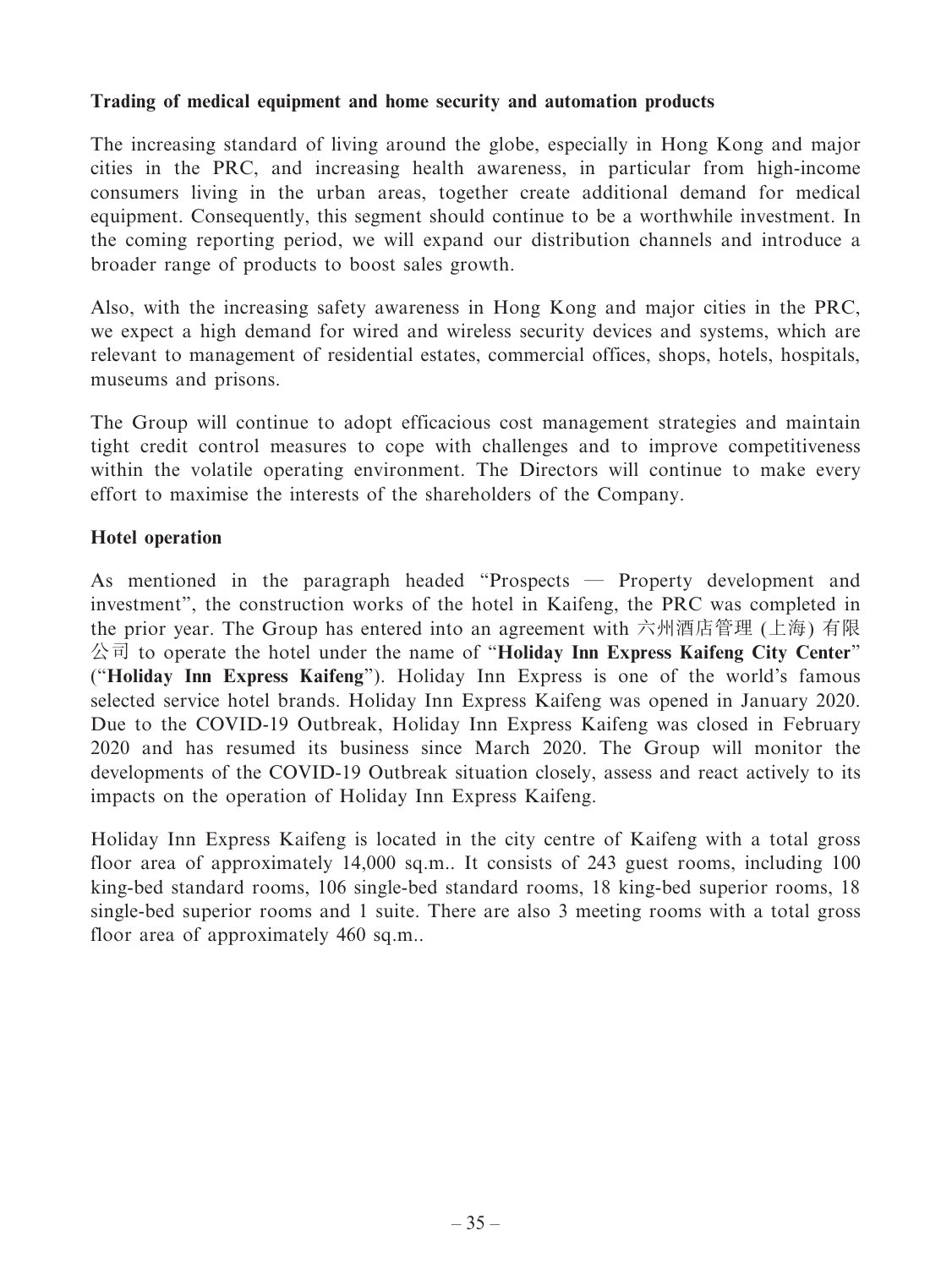**Trading of medical equipment and home security and automation products**

The increasing standard of living around the globe, especially in Hong Kong and major cities in the PRC, and increasing health awareness, in particular from high-income consumers living in the urban areas, together create additional demand for medical equipment. Consequently, this segment should continue to be a worthwhile investment. In the coming reporting period, we will expand our distribution channels and introduce a broader range of products to boost sales growth.

Also, with the increasing safety awareness in Hong Kong and major cities in the PRC, we expect a high demand for wired and wireless security devices and systems, which are relevant to management of residential estates, commercial offices, shops, hotels, hospitals, museums and prisons.

The Group will continue to adopt efficacious cost management strategies and maintain tight credit control measures to cope with challenges and to improve competitiveness within the volatile operating environment. The Directors will continue to make every effort to maximise the interests of the shareholders of the Company.

**Hotel operation**

As mentioned in the paragraph headed "Prospects — Property development and investment", the construction works of the hotel in Kaifeng, the PRC was completed in the prior year. The Group has entered into an agreement with 六州酒店管理 (上海) 有限公司 to operate the hotel under the name of "**Holiday Inn Express Kaifeng City Center**" ("**Holiday Inn Express Kaifeng**"). Holiday Inn Express is one of the world's famous selected service hotel brands. Holiday Inn Express Kaifeng was opened in January 2020. Due to the COVID-19 Outbreak, Holiday Inn Express Kaifeng was closed in February 2020 and has resumed its business since March 2020. The Group will monitor the developments of the COVID-19 Outbreak situation closely, assess and react actively to its impacts on the operation of Holiday Inn Express Kaifeng.

Holiday Inn Express Kaifeng is located in the city centre of Kaifeng with a total gross floor area of approximately 14,000 sq.m.. It consists of 243 guest rooms, including 100 king-bed standard rooms, 106 single-bed standard rooms, 18 king-bed superior rooms, 18 single-bed superior rooms and 1 suite. There are also 3 meeting rooms with a total gross floor area of approximately 460 sq.m..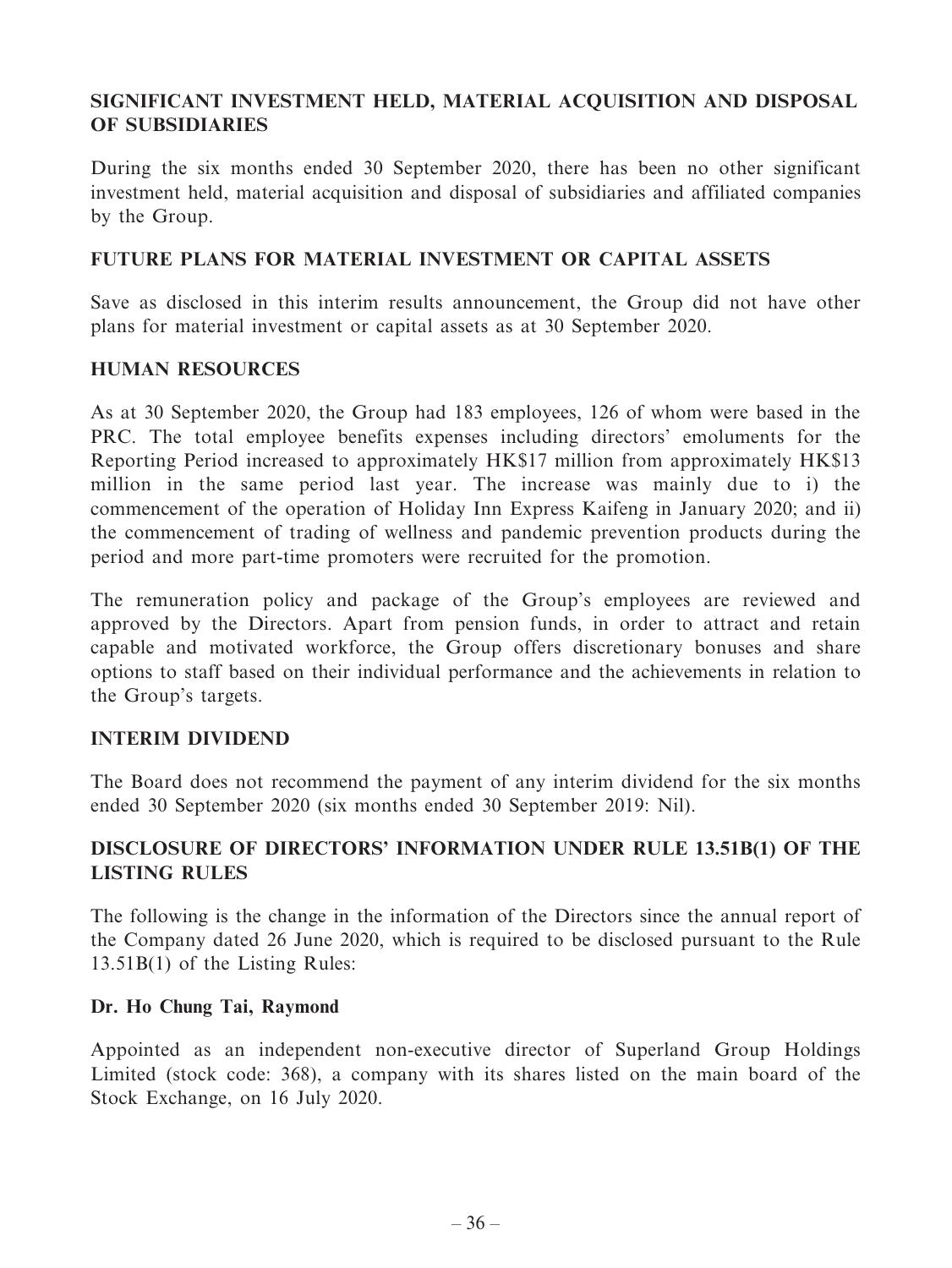## SIGNIFICANT INVESTMENT HELD, MATERIAL ACQUISITION AND DISPOSAL OF SUBSIDIARIES

During the six months ended 30 September 2020, there has been no other significant investment held, material acquisition and disposal of subsidiaries and affiliated companies by the Group.

## FUTURE PLANS FOR MATERIAL INVESTMENT OR CAPITAL ASSETS

Save as disclosed in this interim results announcement, the Group did not have other plans for material investment or capital assets as at 30 September 2020.

## HUMAN RESOURCES

As at 30 September 2020, the Group had 183 employees, 126 of whom were based in the PRC. The total employee benefits expenses including directors' emoluments for the Reporting Period increased to approximately HK$17 million from approximately HK$13 million in the same period last year. The increase was mainly due to i) the commencement of the operation of Holiday Inn Express Kaifeng in January 2020; and ii) the commencement of trading of wellness and pandemic prevention products during the period and more part-time promoters were recruited for the promotion.

The remuneration policy and package of the Group's employees are reviewed and approved by the Directors. Apart from pension funds, in order to attract and retain capable and motivated workforce, the Group offers discretionary bonuses and share options to staff based on their individual performance and the achievements in relation to the Group's targets.

## INTERIM DIVIDEND

The Board does not recommend the payment of any interim dividend for the six months ended 30 September 2020 (six months ended 30 September 2019: Nil).

## DISCLOSURE OF DIRECTORS' INFORMATION UNDER RULE 13.51B(1) OF THE LISTING RULES

The following is the change in the information of the Directors since the annual report of the Company dated 26 June 2020, which is required to be disclosed pursuant to the Rule 13.51B(1) of the Listing Rules:

**Dr. Ho Chung Tai, Raymond**

Appointed as an independent non-executive director of Superland Group Holdings Limited (stock code: 368), a company with its shares listed on the main board of the Stock Exchange, on 16 July 2020.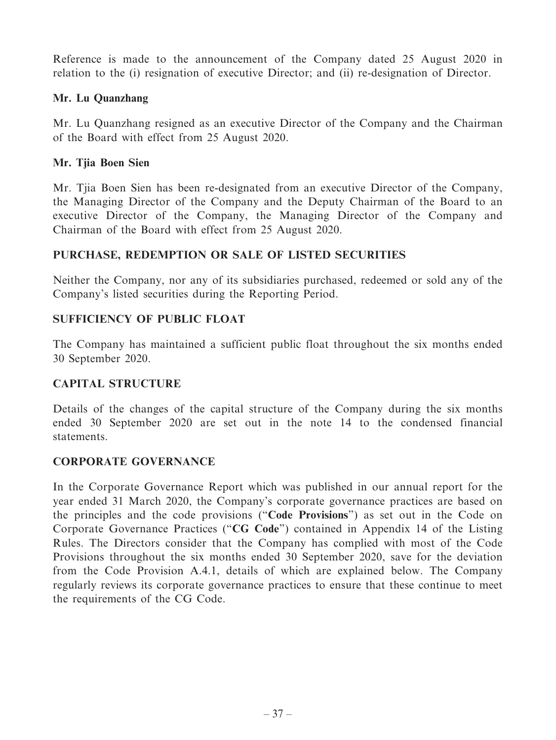Reference is made to the announcement of the Company dated 25 August 2020 in relation to the (i) resignation of executive Director; and (ii) re-designation of Director.

**Mr. Lu Quanzhang**

Mr. Lu Quanzhang resigned as an executive Director of the Company and the Chairman of the Board with effect from 25 August 2020.

**Mr. Tjia Boen Sien**

Mr. Tjia Boen Sien has been re-designated from an executive Director of the Company, the Managing Director of the Company and the Deputy Chairman of the Board to an executive Director of the Company, the Managing Director of the Company and Chairman of the Board with effect from 25 August 2020.

## PURCHASE, REDEMPTION OR SALE OF LISTED SECURITIES

Neither the Company, nor any of its subsidiaries purchased, redeemed or sold any of the Company's listed securities during the Reporting Period.

## SUFFICIENCY OF PUBLIC FLOAT

The Company has maintained a sufficient public float throughout the six months ended 30 September 2020.

## CAPITAL STRUCTURE

Details of the changes of the capital structure of the Company during the six months ended 30 September 2020 are set out in the note 14 to the condensed financial statements.

## CORPORATE GOVERNANCE

In the Corporate Governance Report which was published in our annual report for the year ended 31 March 2020, the Company's corporate governance practices are based on the principles and the code provisions ("**Code Provisions**") as set out in the Code on Corporate Governance Practices ("**CG Code**") contained in Appendix 14 of the Listing Rules. The Directors consider that the Company has complied with most of the Code Provisions throughout the six months ended 30 September 2020, save for the deviation from the Code Provision A.4.1, details of which are explained below. The Company regularly reviews its corporate governance practices to ensure that these continue to meet the requirements of the CG Code.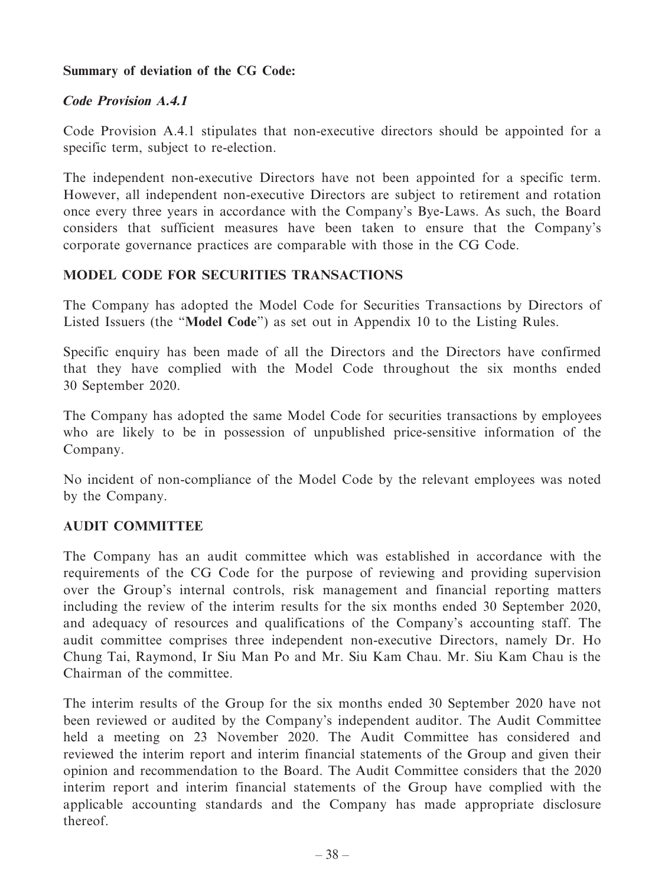**Summary of deviation of the CG Code:**

***Code Provision A.4.1***

Code Provision A.4.1 stipulates that non-executive directors should be appointed for a specific term, subject to re-election.

The independent non-executive Directors have not been appointed for a specific term. However, all independent non-executive Directors are subject to retirement and rotation once every three years in accordance with the Company's Bye-Laws. As such, the Board considers that sufficient measures have been taken to ensure that the Company's corporate governance practices are comparable with those in the CG Code.

## MODEL CODE FOR SECURITIES TRANSACTIONS

The Company has adopted the Model Code for Securities Transactions by Directors of Listed Issuers (the "**Model Code**") as set out in Appendix 10 to the Listing Rules.

Specific enquiry has been made of all the Directors and the Directors have confirmed that they have complied with the Model Code throughout the six months ended 30 September 2020.

The Company has adopted the same Model Code for securities transactions by employees who are likely to be in possession of unpublished price-sensitive information of the Company.

No incident of non-compliance of the Model Code by the relevant employees was noted by the Company.

## AUDIT COMMITTEE

The Company has an audit committee which was established in accordance with the requirements of the CG Code for the purpose of reviewing and providing supervision over the Group's internal controls, risk management and financial reporting matters including the review of the interim results for the six months ended 30 September 2020, and adequacy of resources and qualifications of the Company's accounting staff. The audit committee comprises three independent non-executive Directors, namely Dr. Ho Chung Tai, Raymond, Ir Siu Man Po and Mr. Siu Kam Chau. Mr. Siu Kam Chau is the Chairman of the committee.

The interim results of the Group for the six months ended 30 September 2020 have not been reviewed or audited by the Company's independent auditor. The Audit Committee held a meeting on 23 November 2020. The Audit Committee has considered and reviewed the interim report and interim financial statements of the Group and given their opinion and recommendation to the Board. The Audit Committee considers that the 2020 interim report and interim financial statements of the Group have complied with the applicable accounting standards and the Company has made appropriate disclosure thereof.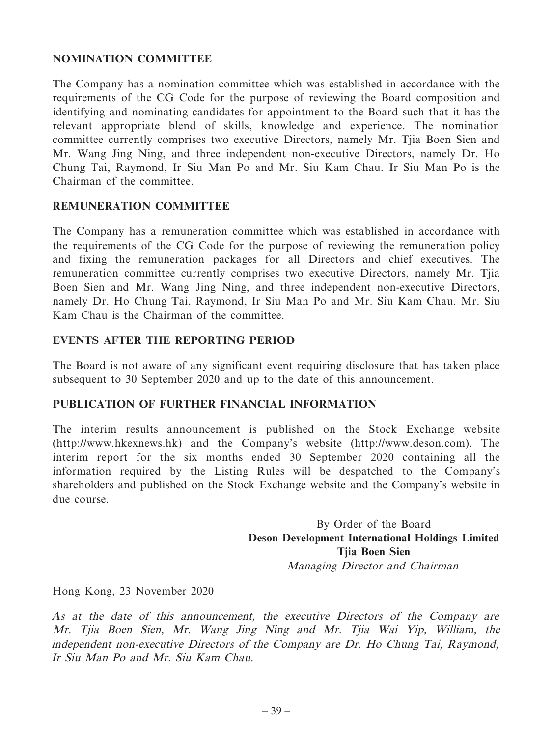## NOMINATION COMMITTEE

The Company has a nomination committee which was established in accordance with the requirements of the CG Code for the purpose of reviewing the Board composition and identifying and nominating candidates for appointment to the Board such that it has the relevant appropriate blend of skills, knowledge and experience. The nomination committee currently comprises two executive Directors, namely Mr. Tjia Boen Sien and Mr. Wang Jing Ning, and three independent non-executive Directors, namely Dr. Ho Chung Tai, Raymond, Ir Siu Man Po and Mr. Siu Kam Chau. Ir Siu Man Po is the Chairman of the committee.

## REMUNERATION COMMITTEE

The Company has a remuneration committee which was established in accordance with the requirements of the CG Code for the purpose of reviewing the remuneration policy and fixing the remuneration packages for all Directors and chief executives. The remuneration committee currently comprises two executive Directors, namely Mr. Tjia Boen Sien and Mr. Wang Jing Ning, and three independent non-executive Directors, namely Dr. Ho Chung Tai, Raymond, Ir Siu Man Po and Mr. Siu Kam Chau. Mr. Siu Kam Chau is the Chairman of the committee.

## EVENTS AFTER THE REPORTING PERIOD

The Board is not aware of any significant event requiring disclosure that has taken place subsequent to 30 September 2020 and up to the date of this announcement.

## PUBLICATION OF FURTHER FINANCIAL INFORMATION

The interim results announcement is published on the Stock Exchange website (http://www.hkexnews.hk) and the Company's website (http://www.deson.com). The interim report for the six months ended 30 September 2020 containing all the information required by the Listing Rules will be despatched to the Company's shareholders and published on the Stock Exchange website and the Company's website in due course.

By Order of the Board
**Deson Development International Holdings Limited**
**Tjia Boen Sien**
*Managing Director and Chairman*

Hong Kong, 23 November 2020

*As at the date of this announcement, the executive Directors of the Company are Mr. Tjia Boen Sien, Mr. Wang Jing Ning and Mr. Tjia Wai Yip, William, the independent non-executive Directors of the Company are Dr. Ho Chung Tai, Raymond, Ir Siu Man Po and Mr. Siu Kam Chau.*